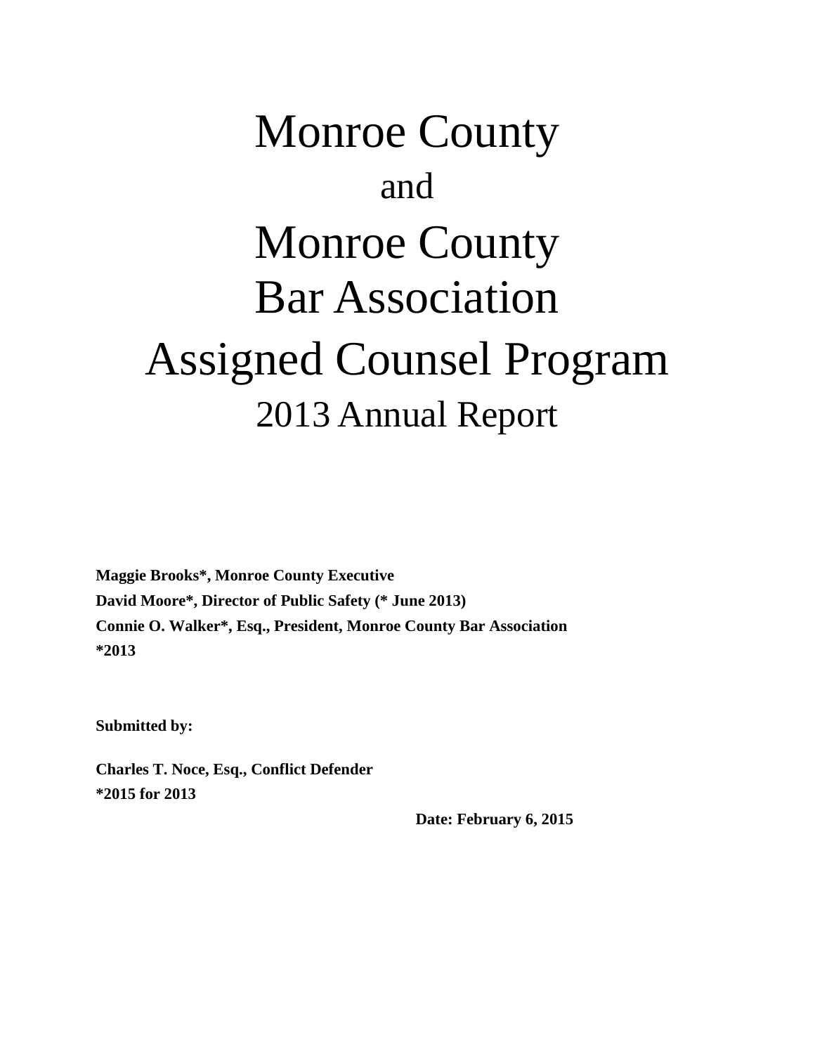# Monroe County

and

# Monroe County Bar Association Assigned Counsel Program

## 2013 Annual Report

**Maggie Brooks*, Monroe County Executive**
**David Moore*, Director of Public Safety (* June 2013)**
**Connie O. Walker*, Esq., President, Monroe County Bar Association**
***2013**

**Submitted by:**

**Charles T. Noce, Esq., Conflict Defender**
***2015 for 2013**

**Date: February 6, 2015**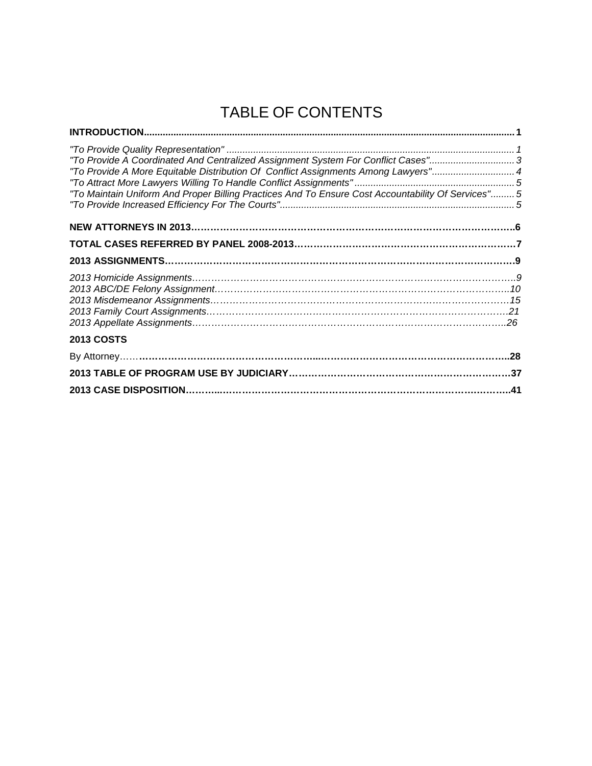# TABLE OF CONTENTS

**INTRODUCTION** ........ **1**

*"To Provide Quality Representation"* ........ *1*
*"To Provide A Coordinated And Centralized Assignment System For Conflict Cases"* ........ *3*
*"To Provide A More Equitable Distribution Of Conflict Assignments Among Lawyers"* ........ *4*
*"To Attract More Lawyers Willing To Handle Conflict Assignments"* ........ *5*
*"To Maintain Uniform And Proper Billing Practices And To Ensure Cost Accountability Of Services"* ........ *5*
*"To Provide Increased Efficiency For The Courts"* ........ *5*

**NEW ATTORNEYS IN 2013** ........ **6**

**TOTAL CASES REFERRED BY PANEL 2008-2013** ........ **7**

**2013 ASSIGNMENTS** ........ **9**

*2013 Homicide Assignments* ........ *9*
*2013 ABC/DE Felony Assignment* ........ *10*
*2013 Misdemeanor Assignments* ........ *15*
*2013 Family Court Assignments* ........ *21*
*2013 Appellate Assignments* ........ *26*

**2013 COSTS**

By Attorney ........ **28**

**2013 TABLE OF PROGRAM USE BY JUDICIARY** ........ **37**

**2013 CASE DISPOSITION** ........ **41**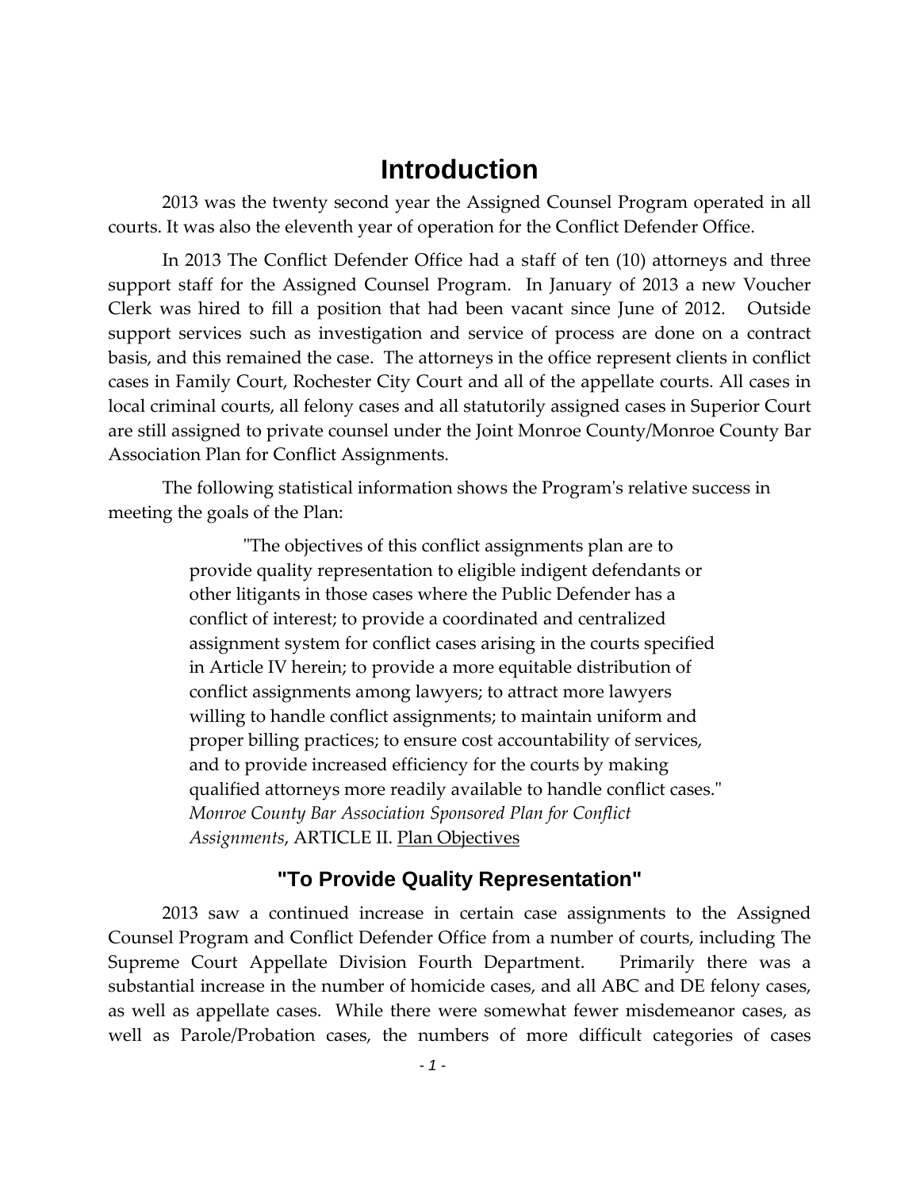# Introduction

2013 was the twenty second year the Assigned Counsel Program operated in all courts. It was also the eleventh year of operation for the Conflict Defender Office.

In 2013 The Conflict Defender Office had a staff of ten (10) attorneys and three support staff for the Assigned Counsel Program. In January of 2013 a new Voucher Clerk was hired to fill a position that had been vacant since June of 2012. Outside support services such as investigation and service of process are done on a contract basis, and this remained the case. The attorneys in the office represent clients in conflict cases in Family Court, Rochester City Court and all of the appellate courts. All cases in local criminal courts, all felony cases and all statutorily assigned cases in Superior Court are still assigned to private counsel under the Joint Monroe County/Monroe County Bar Association Plan for Conflict Assignments.

The following statistical information shows the Program's relative success in meeting the goals of the Plan:

> "The objectives of this conflict assignments plan are to provide quality representation to eligible indigent defendants or other litigants in those cases where the Public Defender has a conflict of interest; to provide a coordinated and centralized assignment system for conflict cases arising in the courts specified in Article IV herein; to provide a more equitable distribution of conflict assignments among lawyers; to attract more lawyers willing to handle conflict assignments; to maintain uniform and proper billing practices; to ensure cost accountability of services, and to provide increased efficiency for the courts by making qualified attorneys more readily available to handle conflict cases." *Monroe County Bar Association Sponsored Plan for Conflict Assignments*, ARTICLE II. Plan Objectives

## "To Provide Quality Representation"

2013 saw a continued increase in certain case assignments to the Assigned Counsel Program and Conflict Defender Office from a number of courts, including The Supreme Court Appellate Division Fourth Department. Primarily there was a substantial increase in the number of homicide cases, and all ABC and DE felony cases, as well as appellate cases. While there were somewhat fewer misdemeanor cases, as well as Parole/Probation cases, the numbers of more difficult categories of cases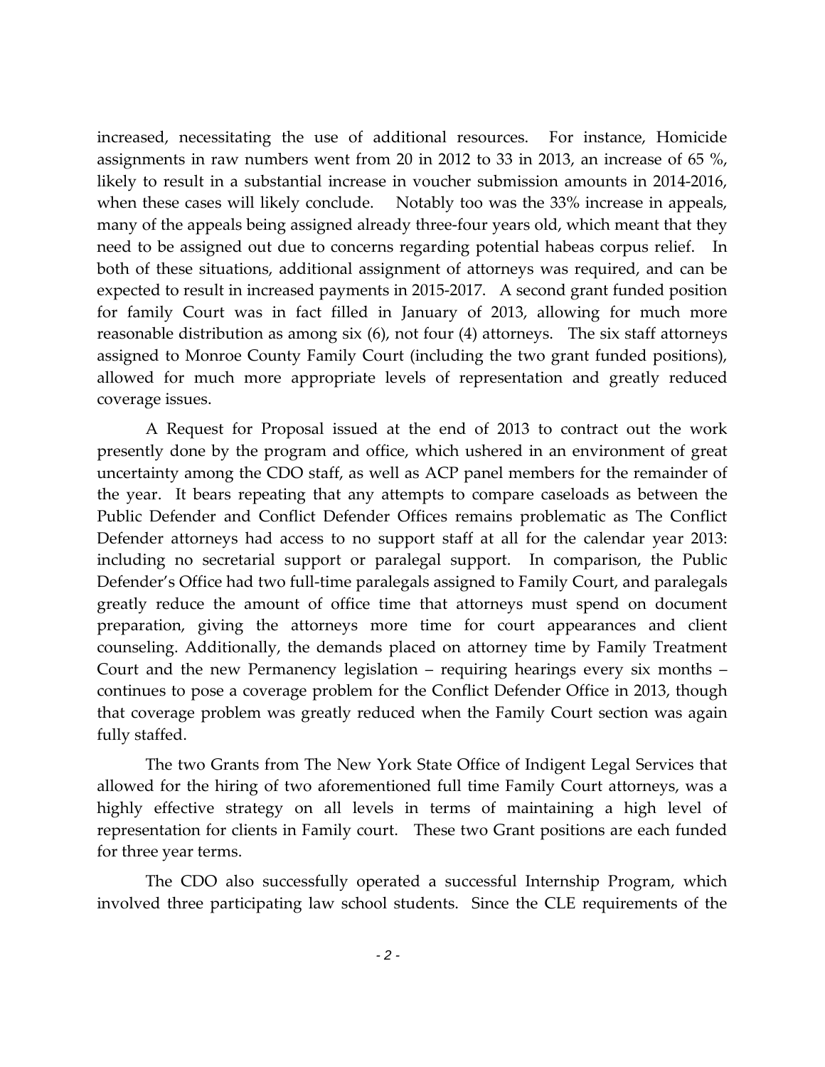increased, necessitating the use of additional resources. For instance, Homicide assignments in raw numbers went from 20 in 2012 to 33 in 2013, an increase of 65 %, likely to result in a substantial increase in voucher submission amounts in 2014-2016, when these cases will likely conclude. Notably too was the 33% increase in appeals, many of the appeals being assigned already three-four years old, which meant that they need to be assigned out due to concerns regarding potential habeas corpus relief. In both of these situations, additional assignment of attorneys was required, and can be expected to result in increased payments in 2015-2017. A second grant funded position for family Court was in fact filled in January of 2013, allowing for much more reasonable distribution as among six (6), not four (4) attorneys. The six staff attorneys assigned to Monroe County Family Court (including the two grant funded positions), allowed for much more appropriate levels of representation and greatly reduced coverage issues.

A Request for Proposal issued at the end of 2013 to contract out the work presently done by the program and office, which ushered in an environment of great uncertainty among the CDO staff, as well as ACP panel members for the remainder of the year. It bears repeating that any attempts to compare caseloads as between the Public Defender and Conflict Defender Offices remains problematic as The Conflict Defender attorneys had access to no support staff at all for the calendar year 2013: including no secretarial support or paralegal support. In comparison, the Public Defender's Office had two full-time paralegals assigned to Family Court, and paralegals greatly reduce the amount of office time that attorneys must spend on document preparation, giving the attorneys more time for court appearances and client counseling. Additionally, the demands placed on attorney time by Family Treatment Court and the new Permanency legislation – requiring hearings every six months – continues to pose a coverage problem for the Conflict Defender Office in 2013, though that coverage problem was greatly reduced when the Family Court section was again fully staffed.

The two Grants from The New York State Office of Indigent Legal Services that allowed for the hiring of two aforementioned full time Family Court attorneys, was a highly effective strategy on all levels in terms of maintaining a high level of representation for clients in Family court. These two Grant positions are each funded for three year terms.

The CDO also successfully operated a successful Internship Program, which involved three participating law school students. Since the CLE requirements of the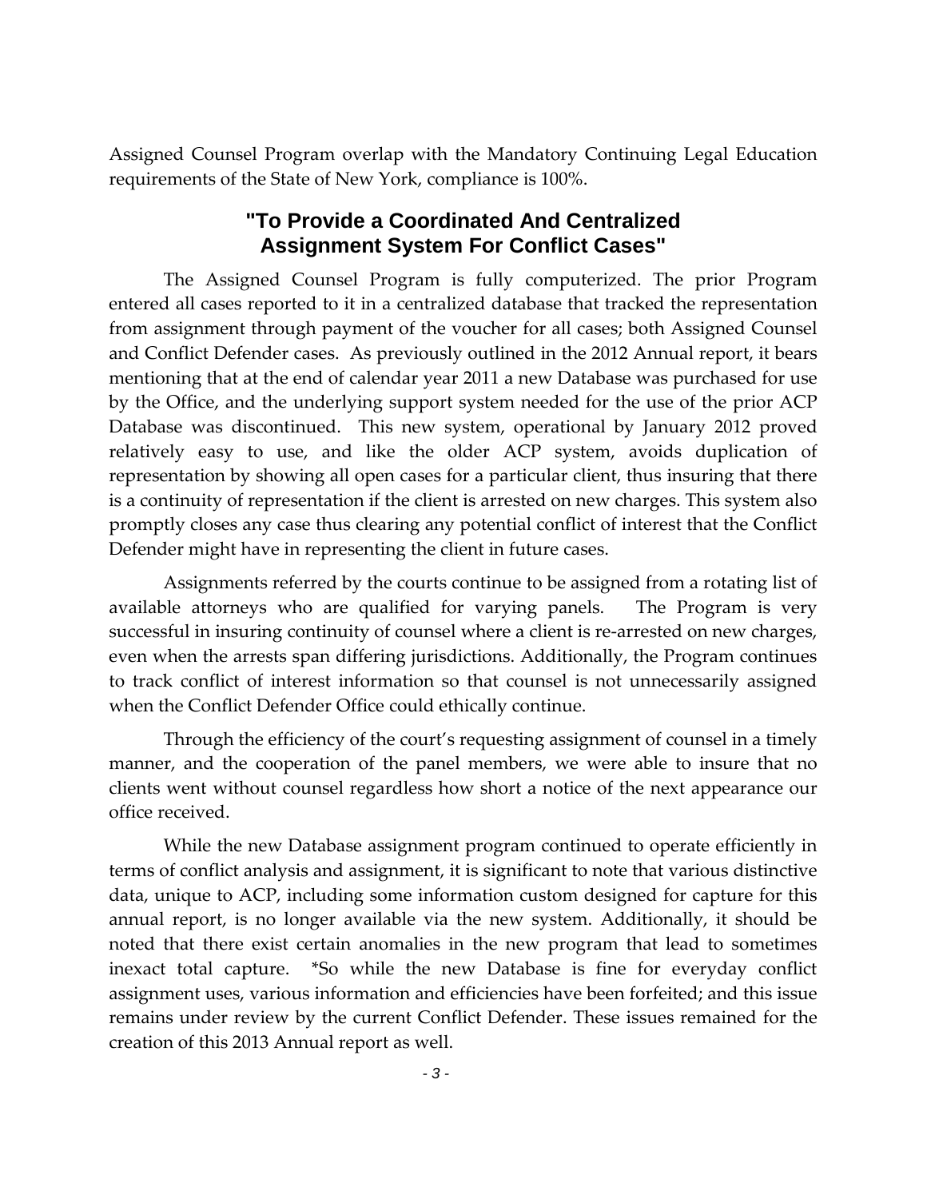Assigned Counsel Program overlap with the Mandatory Continuing Legal Education requirements of the State of New York, compliance is 100%.

## "To Provide a Coordinated And Centralized Assignment System For Conflict Cases"

The Assigned Counsel Program is fully computerized. The prior Program entered all cases reported to it in a centralized database that tracked the representation from assignment through payment of the voucher for all cases; both Assigned Counsel and Conflict Defender cases. As previously outlined in the 2012 Annual report, it bears mentioning that at the end of calendar year 2011 a new Database was purchased for use by the Office, and the underlying support system needed for the use of the prior ACP Database was discontinued. This new system, operational by January 2012 proved relatively easy to use, and like the older ACP system, avoids duplication of representation by showing all open cases for a particular client, thus insuring that there is a continuity of representation if the client is arrested on new charges. This system also promptly closes any case thus clearing any potential conflict of interest that the Conflict Defender might have in representing the client in future cases.

Assignments referred by the courts continue to be assigned from a rotating list of available attorneys who are qualified for varying panels. The Program is very successful in insuring continuity of counsel where a client is re-arrested on new charges, even when the arrests span differing jurisdictions. Additionally, the Program continues to track conflict of interest information so that counsel is not unnecessarily assigned when the Conflict Defender Office could ethically continue.

Through the efficiency of the court's requesting assignment of counsel in a timely manner, and the cooperation of the panel members, we were able to insure that no clients went without counsel regardless how short a notice of the next appearance our office received.

While the new Database assignment program continued to operate efficiently in terms of conflict analysis and assignment, it is significant to note that various distinctive data, unique to ACP, including some information custom designed for capture for this annual report, is no longer available via the new system. Additionally, it should be noted that there exist certain anomalies in the new program that lead to sometimes inexact total capture. *So while the new Database is fine for everyday conflict assignment uses, various information and efficiencies have been forfeited; and this issue remains under review by the current Conflict Defender. These issues remained for the creation of this 2013 Annual report as well.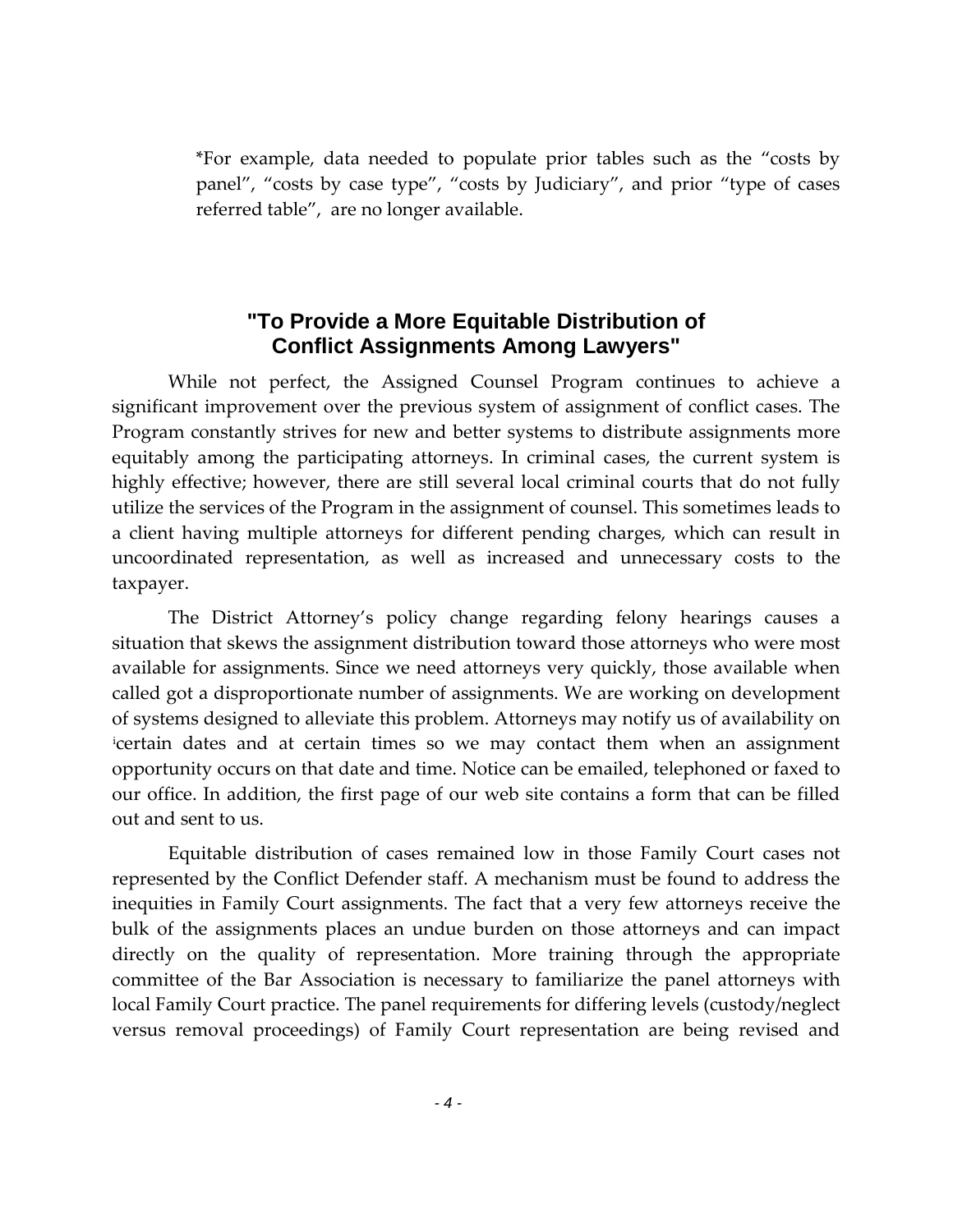*For example, data needed to populate prior tables such as the “costs by panel”, “costs by case type”, “costs by Judiciary”, and prior “type of cases referred table”, are no longer available.

## "To Provide a More Equitable Distribution of Conflict Assignments Among Lawyers"

While not perfect, the Assigned Counsel Program continues to achieve a significant improvement over the previous system of assignment of conflict cases. The Program constantly strives for new and better systems to distribute assignments more equitably among the participating attorneys. In criminal cases, the current system is highly effective; however, there are still several local criminal courts that do not fully utilize the services of the Program in the assignment of counsel. This sometimes leads to a client having multiple attorneys for different pending charges, which can result in uncoordinated representation, as well as increased and unnecessary costs to the taxpayer.

The District Attorney’s policy change regarding felony hearings causes a situation that skews the assignment distribution toward those attorneys who were most available for assignments. Since we need attorneys very quickly, those available when called got a disproportionate number of assignments. We are working on development of systems designed to alleviate this problem. Attorneys may notify us of availability on [i]certain dates and at certain times so we may contact them when an assignment opportunity occurs on that date and time. Notice can be emailed, telephoned or faxed to our office. In addition, the first page of our web site contains a form that can be filled out and sent to us.

Equitable distribution of cases remained low in those Family Court cases not represented by the Conflict Defender staff. A mechanism must be found to address the inequities in Family Court assignments. The fact that a very few attorneys receive the bulk of the assignments places an undue burden on those attorneys and can impact directly on the quality of representation. More training through the appropriate committee of the Bar Association is necessary to familiarize the panel attorneys with local Family Court practice. The panel requirements for differing levels (custody/neglect versus removal proceedings) of Family Court representation are being revised and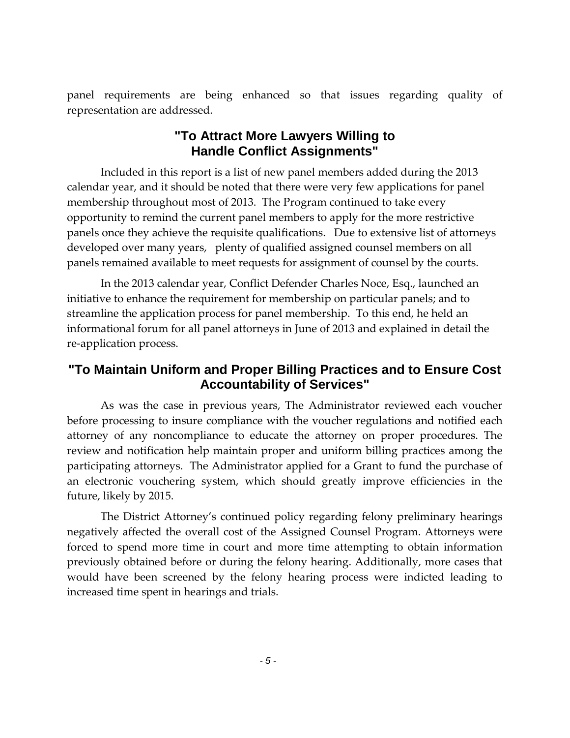panel requirements are being enhanced so that issues regarding quality of representation are addressed.

## "To Attract More Lawyers Willing to Handle Conflict Assignments"

Included in this report is a list of new panel members added during the 2013 calendar year, and it should be noted that there were very few applications for panel membership throughout most of 2013. The Program continued to take every opportunity to remind the current panel members to apply for the more restrictive panels once they achieve the requisite qualifications. Due to extensive list of attorneys developed over many years, plenty of qualified assigned counsel members on all panels remained available to meet requests for assignment of counsel by the courts.

In the 2013 calendar year, Conflict Defender Charles Noce, Esq., launched an initiative to enhance the requirement for membership on particular panels; and to streamline the application process for panel membership. To this end, he held an informational forum for all panel attorneys in June of 2013 and explained in detail the re-application process.

## "To Maintain Uniform and Proper Billing Practices and to Ensure Cost Accountability of Services"

As was the case in previous years, The Administrator reviewed each voucher before processing to insure compliance with the voucher regulations and notified each attorney of any noncompliance to educate the attorney on proper procedures. The review and notification help maintain proper and uniform billing practices among the participating attorneys. The Administrator applied for a Grant to fund the purchase of an electronic vouchering system, which should greatly improve efficiencies in the future, likely by 2015.

The District Attorney's continued policy regarding felony preliminary hearings negatively affected the overall cost of the Assigned Counsel Program. Attorneys were forced to spend more time in court and more time attempting to obtain information previously obtained before or during the felony hearing. Additionally, more cases that would have been screened by the felony hearing process were indicted leading to increased time spent in hearings and trials.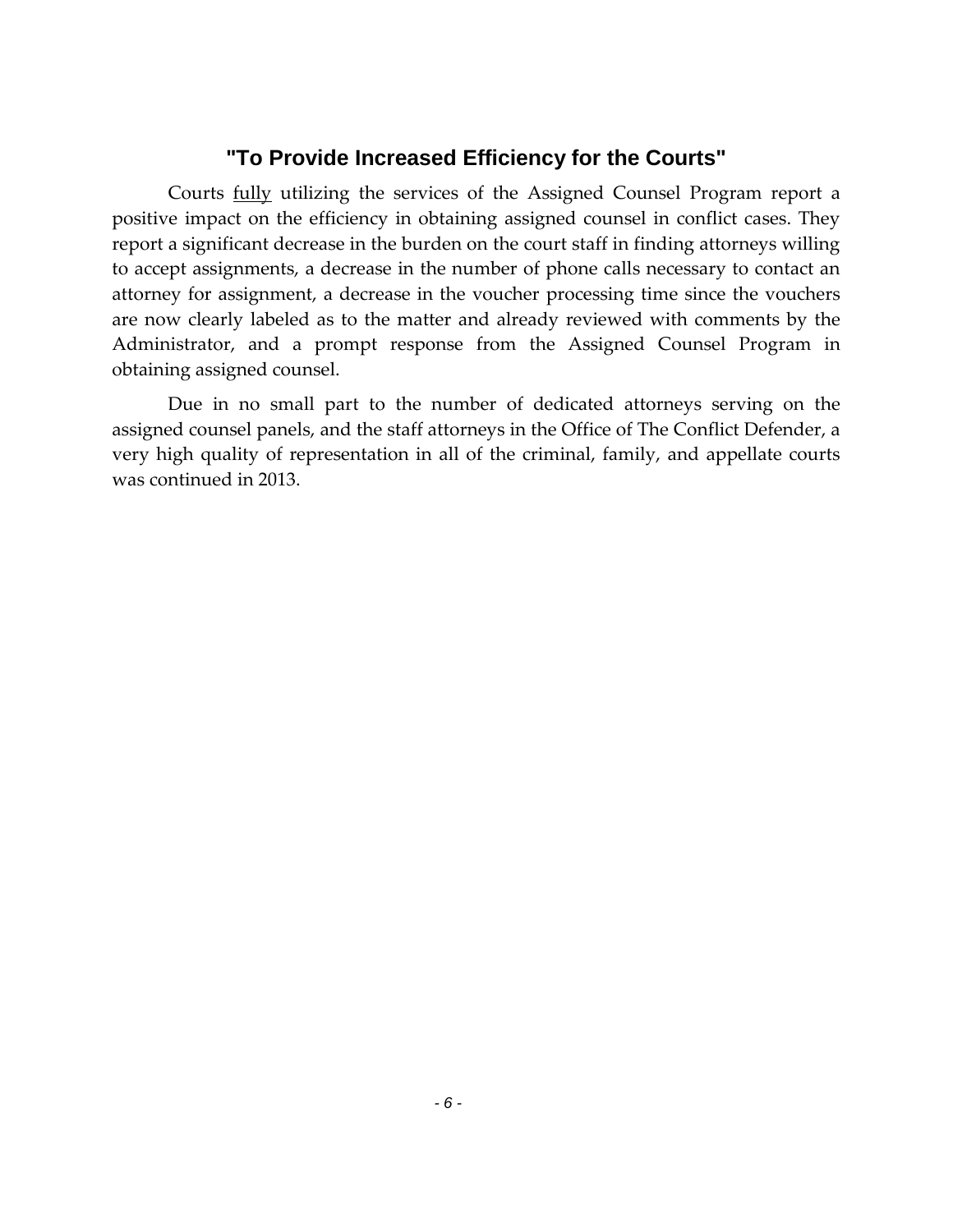## "To Provide Increased Efficiency for the Courts"

Courts fully utilizing the services of the Assigned Counsel Program report a positive impact on the efficiency in obtaining assigned counsel in conflict cases. They report a significant decrease in the burden on the court staff in finding attorneys willing to accept assignments, a decrease in the number of phone calls necessary to contact an attorney for assignment, a decrease in the voucher processing time since the vouchers are now clearly labeled as to the matter and already reviewed with comments by the Administrator, and a prompt response from the Assigned Counsel Program in obtaining assigned counsel.

Due in no small part to the number of dedicated attorneys serving on the assigned counsel panels, and the staff attorneys in the Office of The Conflict Defender, a very high quality of representation in all of the criminal, family, and appellate courts was continued in 2013.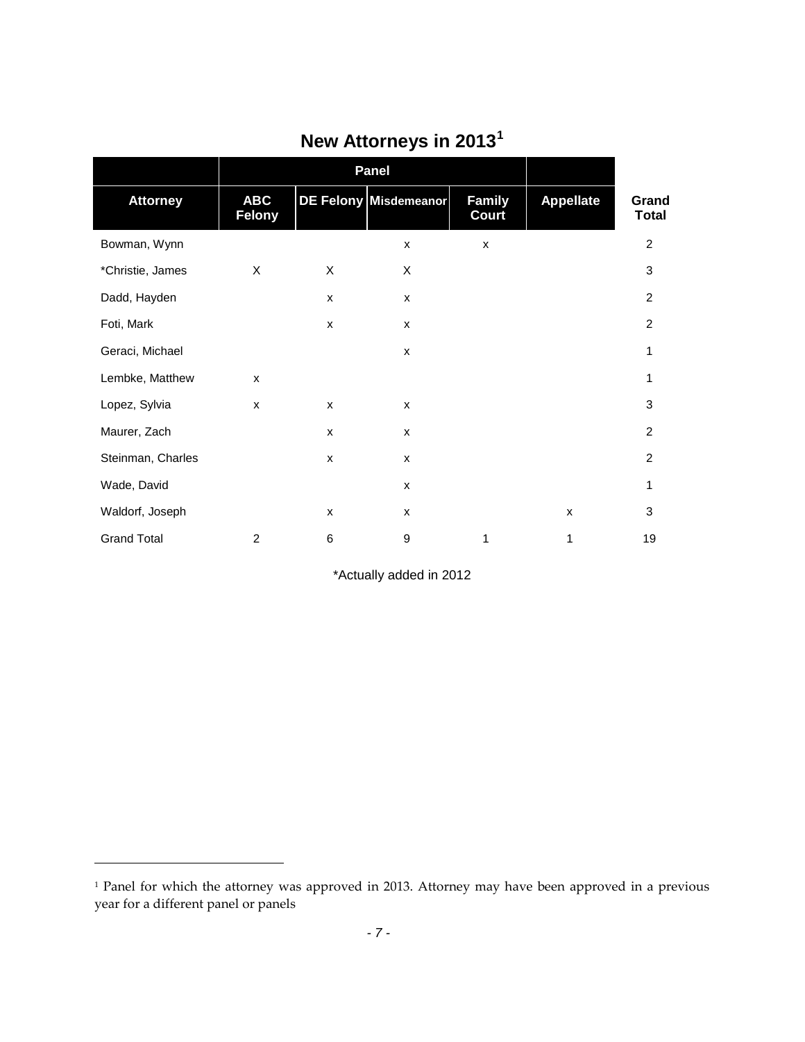# New Attorneys in 2013[1]

| | Panel | | | | | |
|---|---|---|---|---|---|---|
| **Attorney** | **ABC Felony** | **DE Felony** | **Misdemeanor** | **Family Court** | **Appellate** | **Grand Total** |
| Bowman, Wynn | | | x | x | | 2 |
| *Christie, James | X | X | X | | | 3 |
| Dadd, Hayden | | x | x | | | 2 |
| Foti, Mark | | x | x | | | 2 |
| Geraci, Michael | | | x | | | 1 |
| Lembke, Matthew | x | | | | | 1 |
| Lopez, Sylvia | x | x | x | | | 3 |
| Maurer, Zach | | x | x | | | 2 |
| Steinman, Charles | | x | x | | | 2 |
| Wade, David | | | x | | | 1 |
| Waldorf, Joseph | | x | x | | x | 3 |
| Grand Total | 2 | 6 | 9 | 1 | 1 | 19 |

*Actually added in 2012

[1] Panel for which the attorney was approved in 2013. Attorney may have been approved in a previous year for a different panel or panels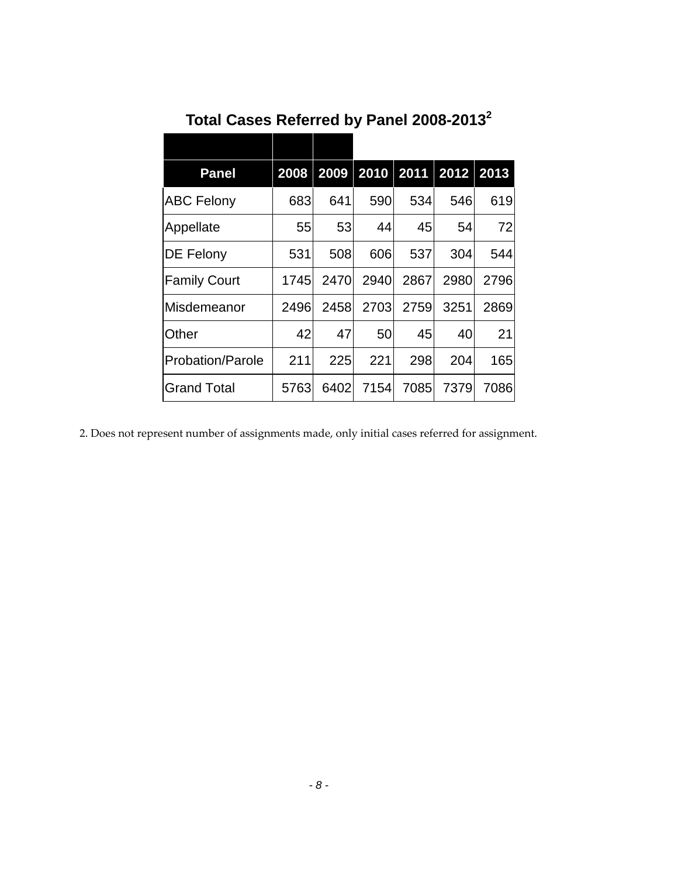## Total Cases Referred by Panel 2008-2013[2]

| Panel | 2008 | 2009 | 2010 | 2011 | 2012 | 2013 |
|---|---|---|---|---|---|---|
| ABC Felony | 683 | 641 | 590 | 534 | 546 | 619 |
| Appellate | 55 | 53 | 44 | 45 | 54 | 72 |
| DE Felony | 531 | 508 | 606 | 537 | 304 | 544 |
| Family Court | 1745 | 2470 | 2940 | 2867 | 2980 | 2796 |
| Misdemeanor | 2496 | 2458 | 2703 | 2759 | 3251 | 2869 |
| Other | 42 | 47 | 50 | 45 | 40 | 21 |
| Probation/Parole | 211 | 225 | 221 | 298 | 204 | 165 |
| Grand Total | 5763 | 6402 | 7154 | 7085 | 7379 | 7086 |

2. Does not represent number of assignments made, only initial cases referred for assignment.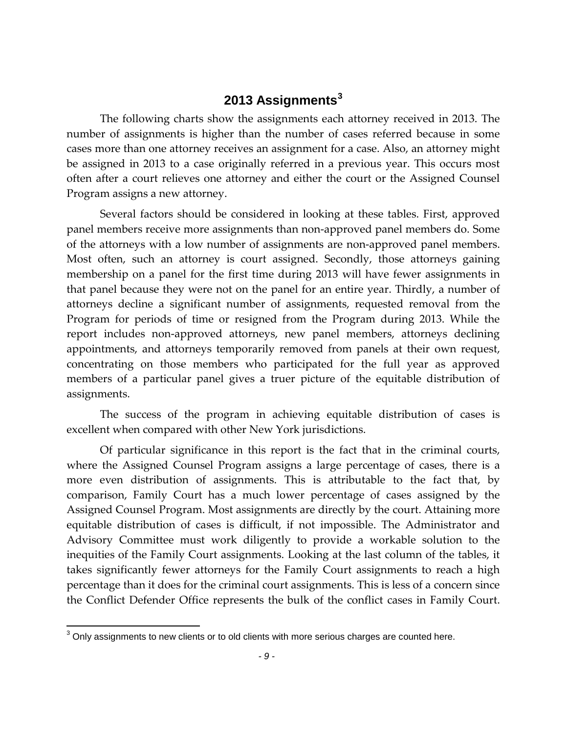## 2013 Assignments[3]

The following charts show the assignments each attorney received in 2013. The number of assignments is higher than the number of cases referred because in some cases more than one attorney receives an assignment for a case. Also, an attorney might be assigned in 2013 to a case originally referred in a previous year. This occurs most often after a court relieves one attorney and either the court or the Assigned Counsel Program assigns a new attorney.

Several factors should be considered in looking at these tables. First, approved panel members receive more assignments than non-approved panel members do. Some of the attorneys with a low number of assignments are non-approved panel members. Most often, such an attorney is court assigned. Secondly, those attorneys gaining membership on a panel for the first time during 2013 will have fewer assignments in that panel because they were not on the panel for an entire year. Thirdly, a number of attorneys decline a significant number of assignments, requested removal from the Program for periods of time or resigned from the Program during 2013. While the report includes non-approved attorneys, new panel members, attorneys declining appointments, and attorneys temporarily removed from panels at their own request, concentrating on those members who participated for the full year as approved members of a particular panel gives a truer picture of the equitable distribution of assignments.

The success of the program in achieving equitable distribution of cases is excellent when compared with other New York jurisdictions.

Of particular significance in this report is the fact that in the criminal courts, where the Assigned Counsel Program assigns a large percentage of cases, there is a more even distribution of assignments. This is attributable to the fact that, by comparison, Family Court has a much lower percentage of cases assigned by the Assigned Counsel Program. Most assignments are directly by the court. Attaining more equitable distribution of cases is difficult, if not impossible. The Administrator and Advisory Committee must work diligently to provide a workable solution to the inequities of the Family Court assignments. Looking at the last column of the tables, it takes significantly fewer attorneys for the Family Court assignments to reach a high percentage than it does for the criminal court assignments. This is less of a concern since the Conflict Defender Office represents the bulk of the conflict cases in Family Court.

[3] Only assignments to new clients or to old clients with more serious charges are counted here.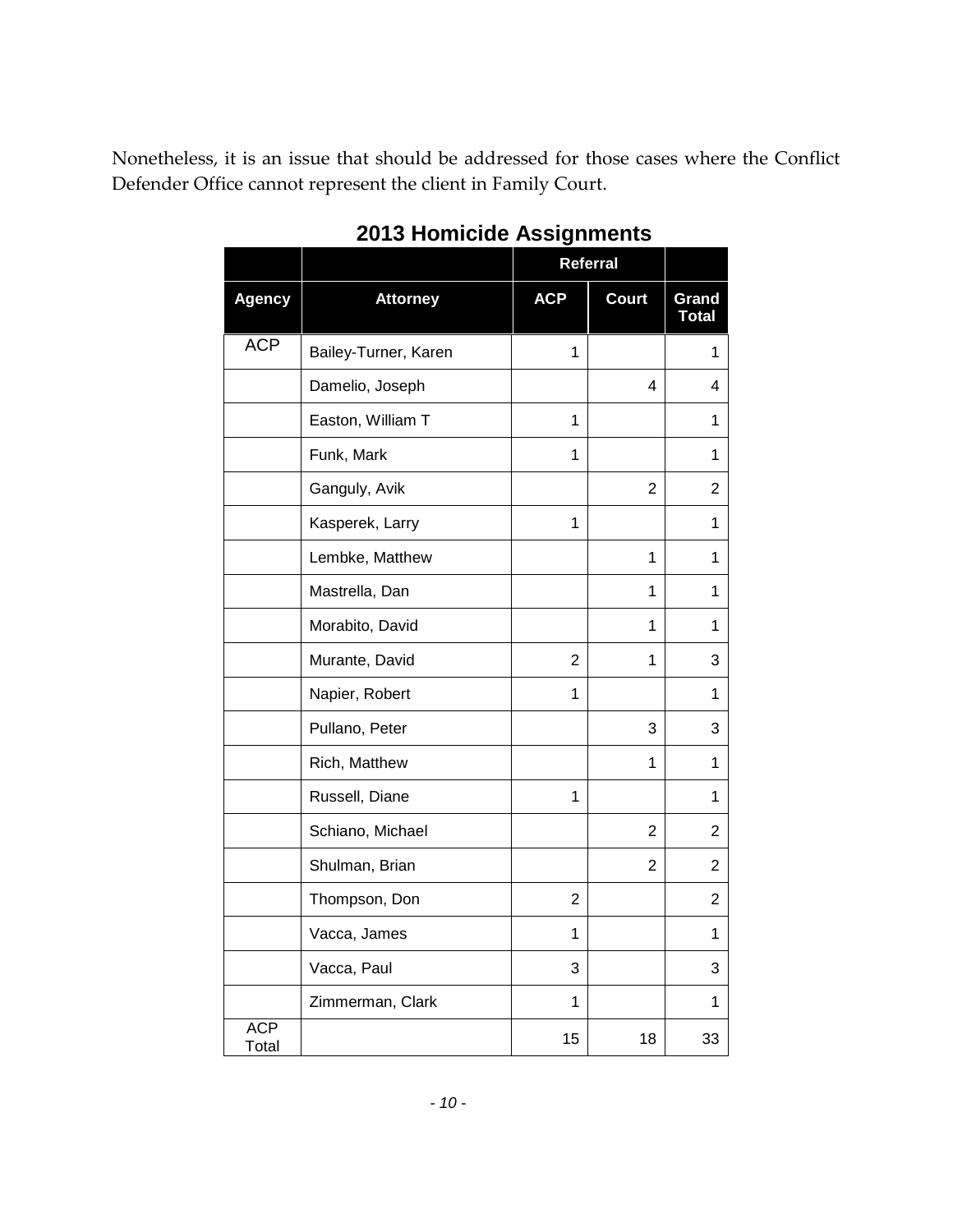Nonetheless, it is an issue that should be addressed for those cases where the Conflict Defender Office cannot represent the client in Family Court.

## 2013 Homicide Assignments

| | | Referral | | |
|---|---|---|---|---|
| **Agency** | **Attorney** | **ACP** | **Court** | **Grand Total** |
| ACP | Bailey-Turner, Karen | 1 | | 1 |
| | Damelio, Joseph | | 4 | 4 |
| | Easton, William T | 1 | | 1 |
| | Funk, Mark | 1 | | 1 |
| | Ganguly, Avik | | 2 | 2 |
| | Kasperek, Larry | 1 | | 1 |
| | Lembke, Matthew | | 1 | 1 |
| | Mastrella, Dan | | 1 | 1 |
| | Morabito, David | | 1 | 1 |
| | Murante, David | 2 | 1 | 3 |
| | Napier, Robert | 1 | | 1 |
| | Pullano, Peter | | 3 | 3 |
| | Rich, Matthew | | 1 | 1 |
| | Russell, Diane | 1 | | 1 |
| | Schiano, Michael | | 2 | 2 |
| | Shulman, Brian | | 2 | 2 |
| | Thompson, Don | 2 | | 2 |
| | Vacca, James | 1 | | 1 |
| | Vacca, Paul | 3 | | 3 |
| | Zimmerman, Clark | 1 | | 1 |
| ACP Total | | 15 | 18 | 33 |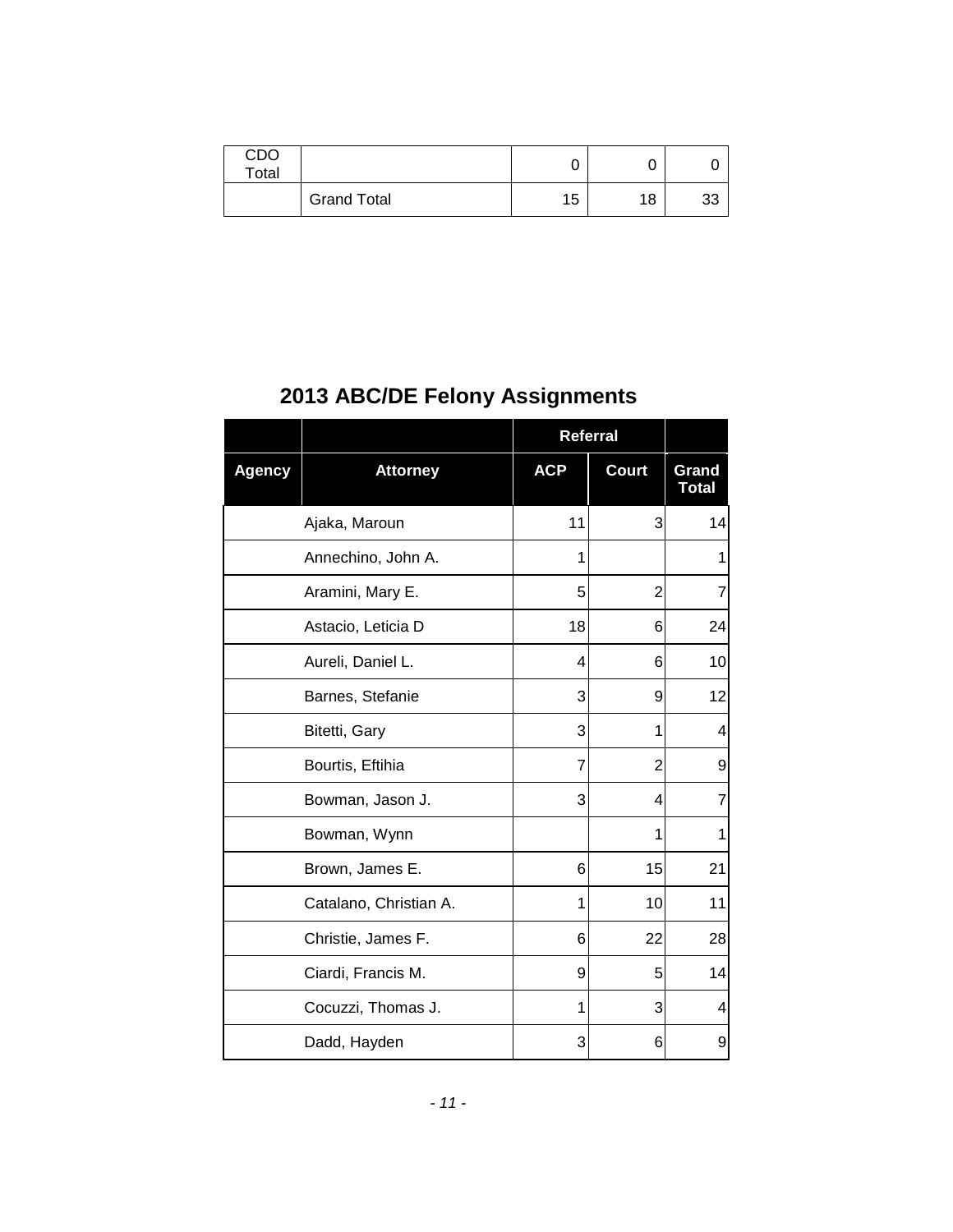| CDO Total | | 0 | 0 | 0 |
|---|---|---|---|---|
| | Grand Total | 15 | 18 | 33 |

## 2013 ABC/DE Felony Assignments

| | | Referral | | |
|---|---|---|---|---|
| **Agency** | **Attorney** | **ACP** | **Court** | **Grand Total** |
| | Ajaka, Maroun | 11 | 3 | 14 |
| | Annechino, John A. | 1 | | 1 |
| | Aramini, Mary E. | 5 | 2 | 7 |
| | Astacio, Leticia D | 18 | 6 | 24 |
| | Aureli, Daniel L. | 4 | 6 | 10 |
| | Barnes, Stefanie | 3 | 9 | 12 |
| | Bitetti, Gary | 3 | 1 | 4 |
| | Bourtis, Eftihia | 7 | 2 | 9 |
| | Bowman, Jason J. | 3 | 4 | 7 |
| | Bowman, Wynn | | 1 | 1 |
| | Brown, James E. | 6 | 15 | 21 |
| | Catalano, Christian A. | 1 | 10 | 11 |
| | Christie, James F. | 6 | 22 | 28 |
| | Ciardi, Francis M. | 9 | 5 | 14 |
| | Cocuzzi, Thomas J. | 1 | 3 | 4 |
| | Dadd, Hayden | 3 | 6 | 9 |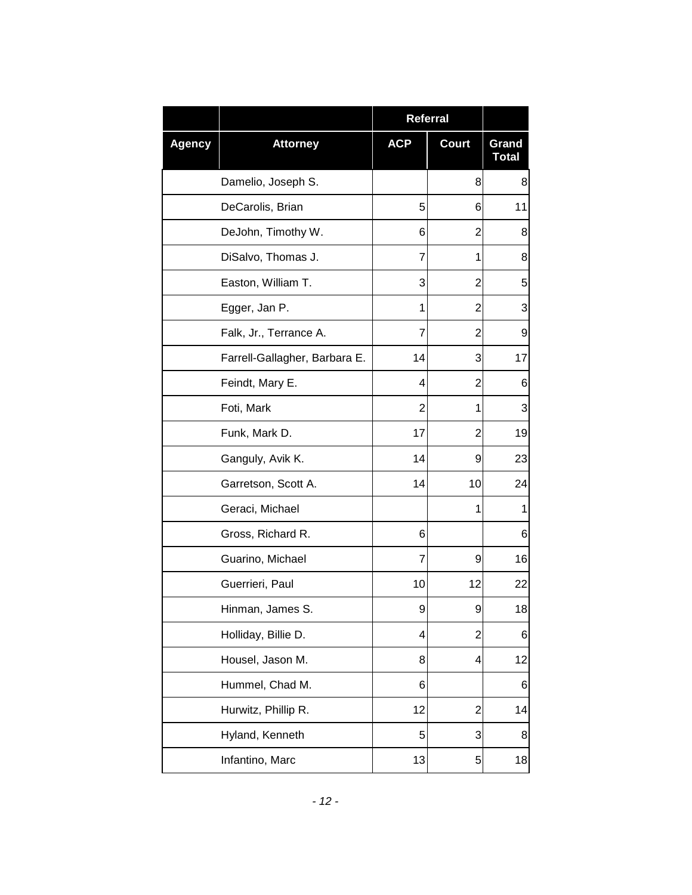| | | Referral | | |
|---|---|---|---|---|
| **Agency** | **Attorney** | **ACP** | **Court** | **Grand Total** |
| | Damelio, Joseph S. | | 8 | 8 |
| | DeCarolis, Brian | 5 | 6 | 11 |
| | DeJohn, Timothy W. | 6 | 2 | 8 |
| | DiSalvo, Thomas J. | 7 | 1 | 8 |
| | Easton, William T. | 3 | 2 | 5 |
| | Egger, Jan P. | 1 | 2 | 3 |
| | Falk, Jr., Terrance A. | 7 | 2 | 9 |
| | Farrell-Gallagher, Barbara E. | 14 | 3 | 17 |
| | Feindt, Mary E. | 4 | 2 | 6 |
| | Foti, Mark | 2 | 1 | 3 |
| | Funk, Mark D. | 17 | 2 | 19 |
| | Ganguly, Avik K. | 14 | 9 | 23 |
| | Garretson, Scott A. | 14 | 10 | 24 |
| | Geraci, Michael | | 1 | 1 |
| | Gross, Richard R. | 6 | | 6 |
| | Guarino, Michael | 7 | 9 | 16 |
| | Guerrieri, Paul | 10 | 12 | 22 |
| | Hinman, James S. | 9 | 9 | 18 |
| | Holliday, Billie D. | 4 | 2 | 6 |
| | Housel, Jason M. | 8 | 4 | 12 |
| | Hummel, Chad M. | 6 | | 6 |
| | Hurwitz, Phillip R. | 12 | 2 | 14 |
| | Hyland, Kenneth | 5 | 3 | 8 |
| | Infantino, Marc | 13 | 5 | 18 |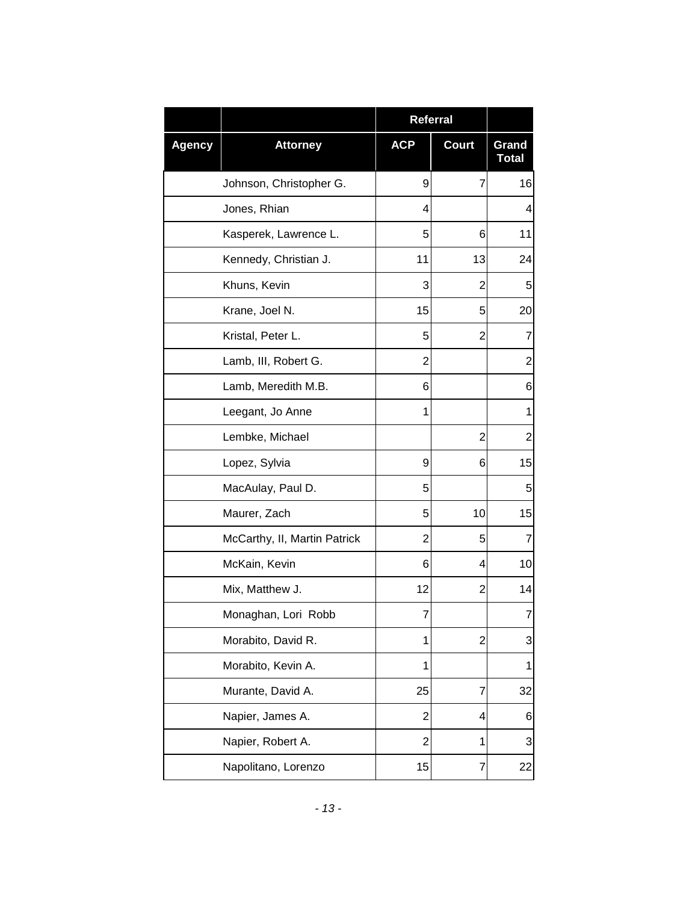| | | Referral | | |
|---|---|---|---|---|
| **Agency** | **Attorney** | **ACP** | **Court** | **Grand Total** |
| | Johnson, Christopher G. | 9 | 7 | 16 |
| | Jones, Rhian | 4 | | 4 |
| | Kasperek, Lawrence L. | 5 | 6 | 11 |
| | Kennedy, Christian J. | 11 | 13 | 24 |
| | Khuns, Kevin | 3 | 2 | 5 |
| | Krane, Joel N. | 15 | 5 | 20 |
| | Kristal, Peter L. | 5 | 2 | 7 |
| | Lamb, III, Robert G. | 2 | | 2 |
| | Lamb, Meredith M.B. | 6 | | 6 |
| | Leegant, Jo Anne | 1 | | 1 |
| | Lembke, Michael | | 2 | 2 |
| | Lopez, Sylvia | 9 | 6 | 15 |
| | MacAulay, Paul D. | 5 | | 5 |
| | Maurer, Zach | 5 | 10 | 15 |
| | McCarthy, II, Martin Patrick | 2 | 5 | 7 |
| | McKain, Kevin | 6 | 4 | 10 |
| | Mix, Matthew J. | 12 | 2 | 14 |
| | Monaghan, Lori Robb | 7 | | 7 |
| | Morabito, David R. | 1 | 2 | 3 |
| | Morabito, Kevin A. | 1 | | 1 |
| | Murante, David A. | 25 | 7 | 32 |
| | Napier, James A. | 2 | 4 | 6 |
| | Napier, Robert A. | 2 | 1 | 3 |
| | Napolitano, Lorenzo | 15 | 7 | 22 |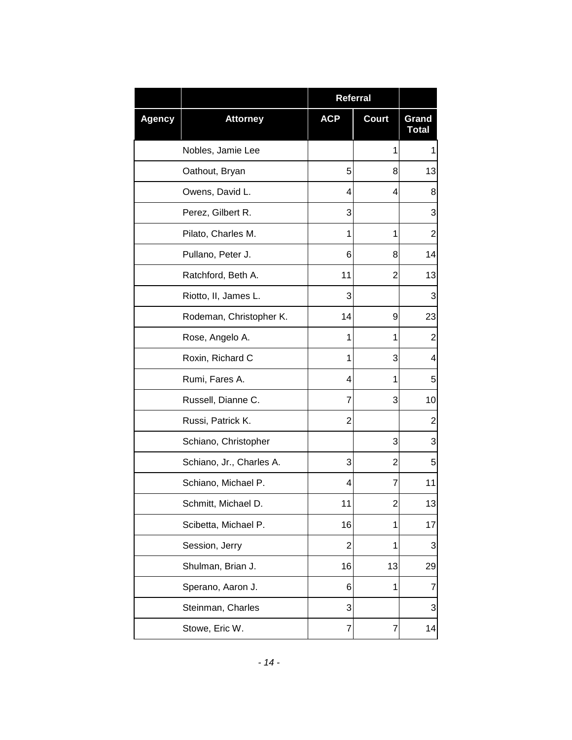| | | Referral | | |
|---|---|---|---|---|
| Agency | Attorney | ACP | Court | Grand Total |
| | Nobles, Jamie Lee | | 1 | 1 |
| | Oathout, Bryan | 5 | 8 | 13 |
| | Owens, David L. | 4 | 4 | 8 |
| | Perez, Gilbert R. | 3 | | 3 |
| | Pilato, Charles M. | 1 | 1 | 2 |
| | Pullano, Peter J. | 6 | 8 | 14 |
| | Ratchford, Beth A. | 11 | 2 | 13 |
| | Riotto, II, James L. | 3 | | 3 |
| | Rodeman, Christopher K. | 14 | 9 | 23 |
| | Rose, Angelo A. | 1 | 1 | 2 |
| | Roxin, Richard C | 1 | 3 | 4 |
| | Rumi, Fares A. | 4 | 1 | 5 |
| | Russell, Dianne C. | 7 | 3 | 10 |
| | Russi, Patrick K. | 2 | | 2 |
| | Schiano, Christopher | | 3 | 3 |
| | Schiano, Jr., Charles A. | 3 | 2 | 5 |
| | Schiano, Michael P. | 4 | 7 | 11 |
| | Schmitt, Michael D. | 11 | 2 | 13 |
| | Scibetta, Michael P. | 16 | 1 | 17 |
| | Session, Jerry | 2 | 1 | 3 |
| | Shulman, Brian J. | 16 | 13 | 29 |
| | Sperano, Aaron J. | 6 | 1 | 7 |
| | Steinman, Charles | 3 | | 3 |
| | Stowe, Eric W. | 7 | 7 | 14 |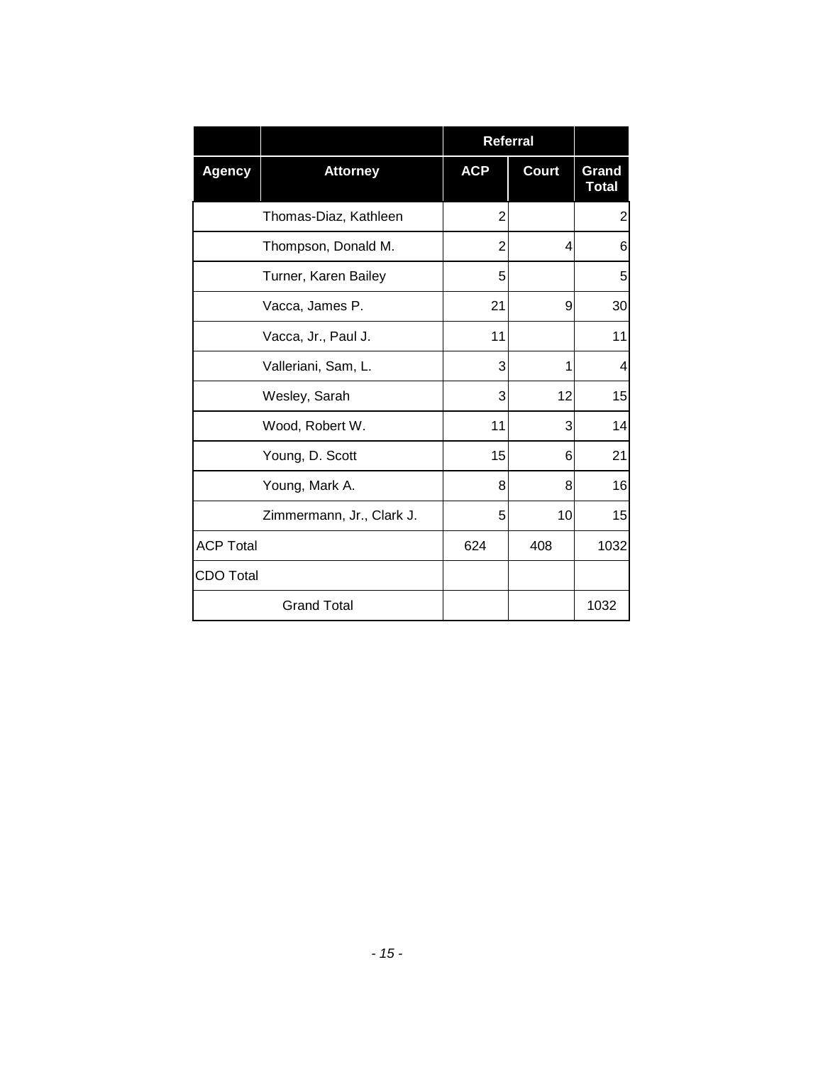| | | Referral | | |
|---|---|---|---|---|
| Agency | Attorney | ACP | Court | Grand Total |
| | Thomas-Diaz, Kathleen | 2 | | 2 |
| | Thompson, Donald M. | 2 | 4 | 6 |
| | Turner, Karen Bailey | 5 | | 5 |
| | Vacca, James P. | 21 | 9 | 30 |
| | Vacca, Jr., Paul J. | 11 | | 11 |
| | Valleriani, Sam, L. | 3 | 1 | 4 |
| | Wesley, Sarah | 3 | 12 | 15 |
| | Wood, Robert W. | 11 | 3 | 14 |
| | Young, D. Scott | 15 | 6 | 21 |
| | Young, Mark A. | 8 | 8 | 16 |
| | Zimmermann, Jr., Clark J. | 5 | 10 | 15 |
| ACP Total | | 624 | 408 | 1032 |
| CDO Total | | | | |
| Grand Total | | | | 1032 |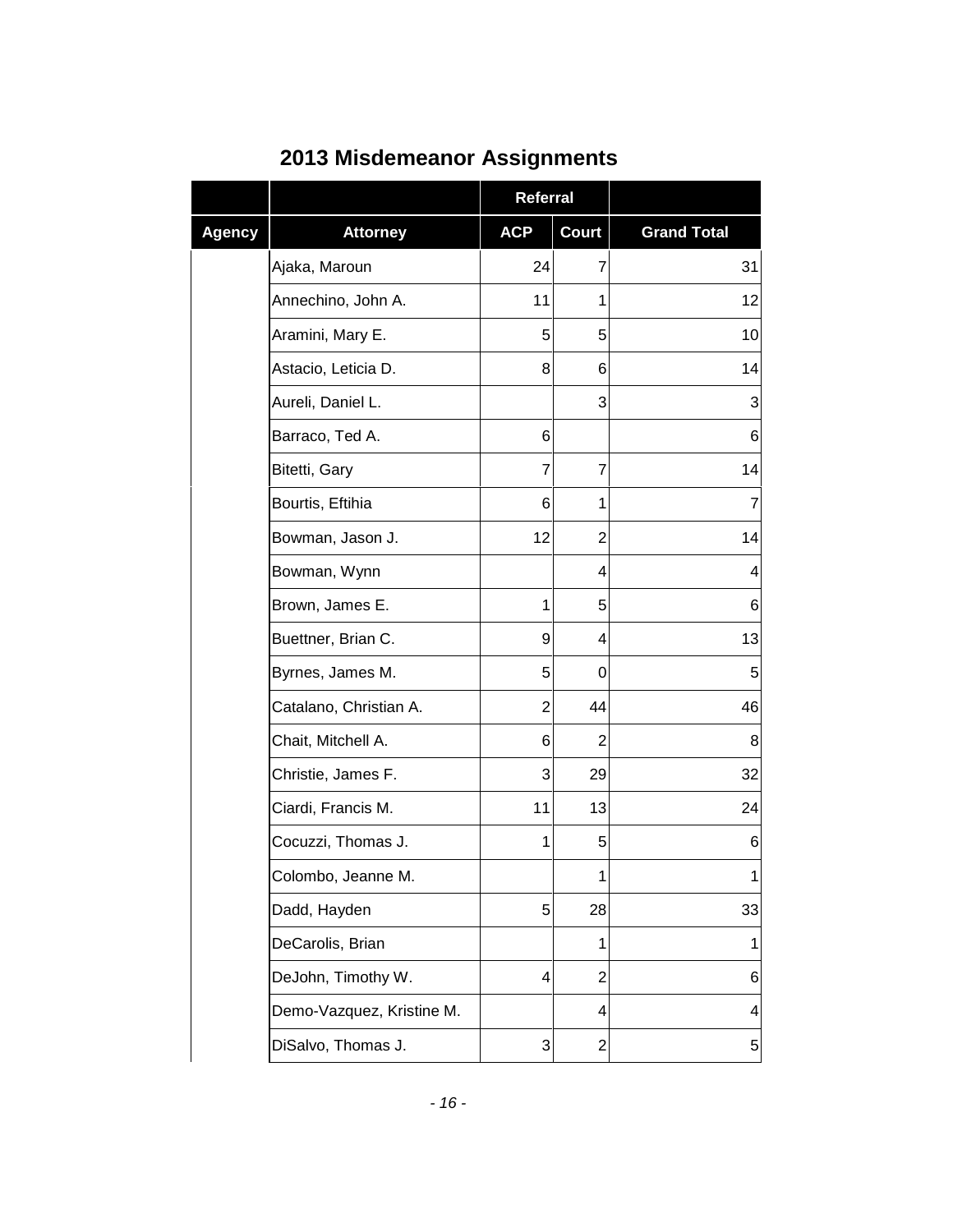## 2013 Misdemeanor Assignments

| | | Referral | | |
|---|---|---|---|---|
| **Agency** | **Attorney** | **ACP** | **Court** | **Grand Total** |
| | Ajaka, Maroun | 24 | 7 | 31 |
| | Annechino, John A. | 11 | 1 | 12 |
| | Aramini, Mary E. | 5 | 5 | 10 |
| | Astacio, Leticia D. | 8 | 6 | 14 |
| | Aureli, Daniel L. | | 3 | 3 |
| | Barraco, Ted A. | 6 | | 6 |
| | Bitetti, Gary | 7 | 7 | 14 |
| | Bourtis, Eftihia | 6 | 1 | 7 |
| | Bowman, Jason J. | 12 | 2 | 14 |
| | Bowman, Wynn | | 4 | 4 |
| | Brown, James E. | 1 | 5 | 6 |
| | Buettner, Brian C. | 9 | 4 | 13 |
| | Byrnes, James M. | 5 | 0 | 5 |
| | Catalano, Christian A. | 2 | 44 | 46 |
| | Chait, Mitchell A. | 6 | 2 | 8 |
| | Christie, James F. | 3 | 29 | 32 |
| | Ciardi, Francis M. | 11 | 13 | 24 |
| | Cocuzzi, Thomas J. | 1 | 5 | 6 |
| | Colombo, Jeanne M. | | 1 | 1 |
| | Dadd, Hayden | 5 | 28 | 33 |
| | DeCarolis, Brian | | 1 | 1 |
| | DeJohn, Timothy W. | 4 | 2 | 6 |
| | Demo-Vazquez, Kristine M. | | 4 | 4 |
| | DiSalvo, Thomas J. | 3 | 2 | 5 |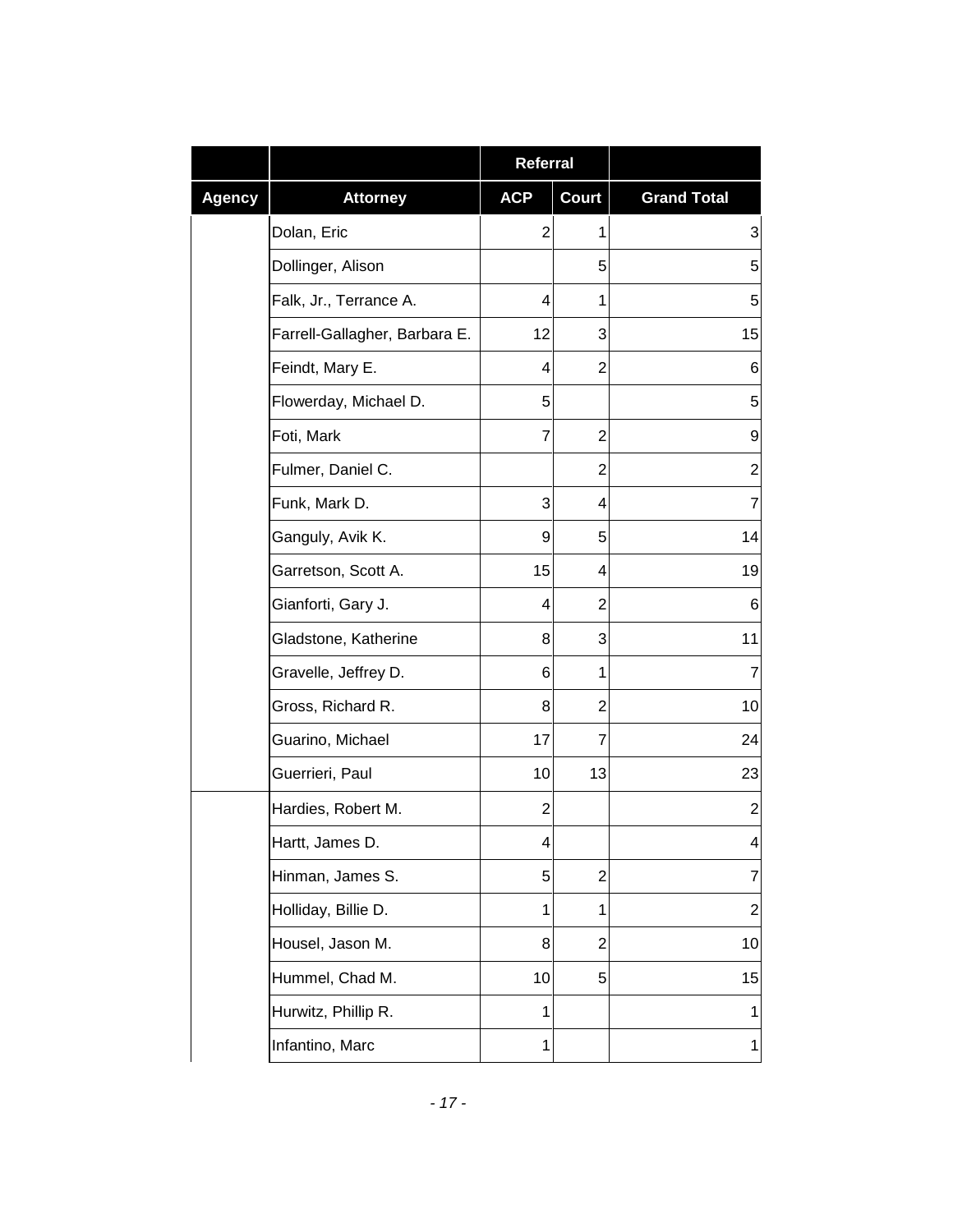| | | Referral | | |
|---|---|---|---|---|
| Agency | Attorney | ACP | Court | Grand Total |
| | Dolan, Eric | 2 | 1 | 3 |
| | Dollinger, Alison | | 5 | 5 |
| | Falk, Jr., Terrance A. | 4 | 1 | 5 |
| | Farrell-Gallagher, Barbara E. | 12 | 3 | 15 |
| | Feindt, Mary E. | 4 | 2 | 6 |
| | Flowerday, Michael D. | 5 | | 5 |
| | Foti, Mark | 7 | 2 | 9 |
| | Fulmer, Daniel C. | | 2 | 2 |
| | Funk, Mark D. | 3 | 4 | 7 |
| | Ganguly, Avik K. | 9 | 5 | 14 |
| | Garretson, Scott A. | 15 | 4 | 19 |
| | Gianforti, Gary J. | 4 | 2 | 6 |
| | Gladstone, Katherine | 8 | 3 | 11 |
| | Gravelle, Jeffrey D. | 6 | 1 | 7 |
| | Gross, Richard R. | 8 | 2 | 10 |
| | Guarino, Michael | 17 | 7 | 24 |
| | Guerrieri, Paul | 10 | 13 | 23 |
| | Hardies, Robert M. | 2 | | 2 |
| | Hartt, James D. | 4 | | 4 |
| | Hinman, James S. | 5 | 2 | 7 |
| | Holliday, Billie D. | 1 | 1 | 2 |
| | Housel, Jason M. | 8 | 2 | 10 |
| | Hummel, Chad M. | 10 | 5 | 15 |
| | Hurwitz, Phillip R. | 1 | | 1 |
| | Infantino, Marc | 1 | | 1 |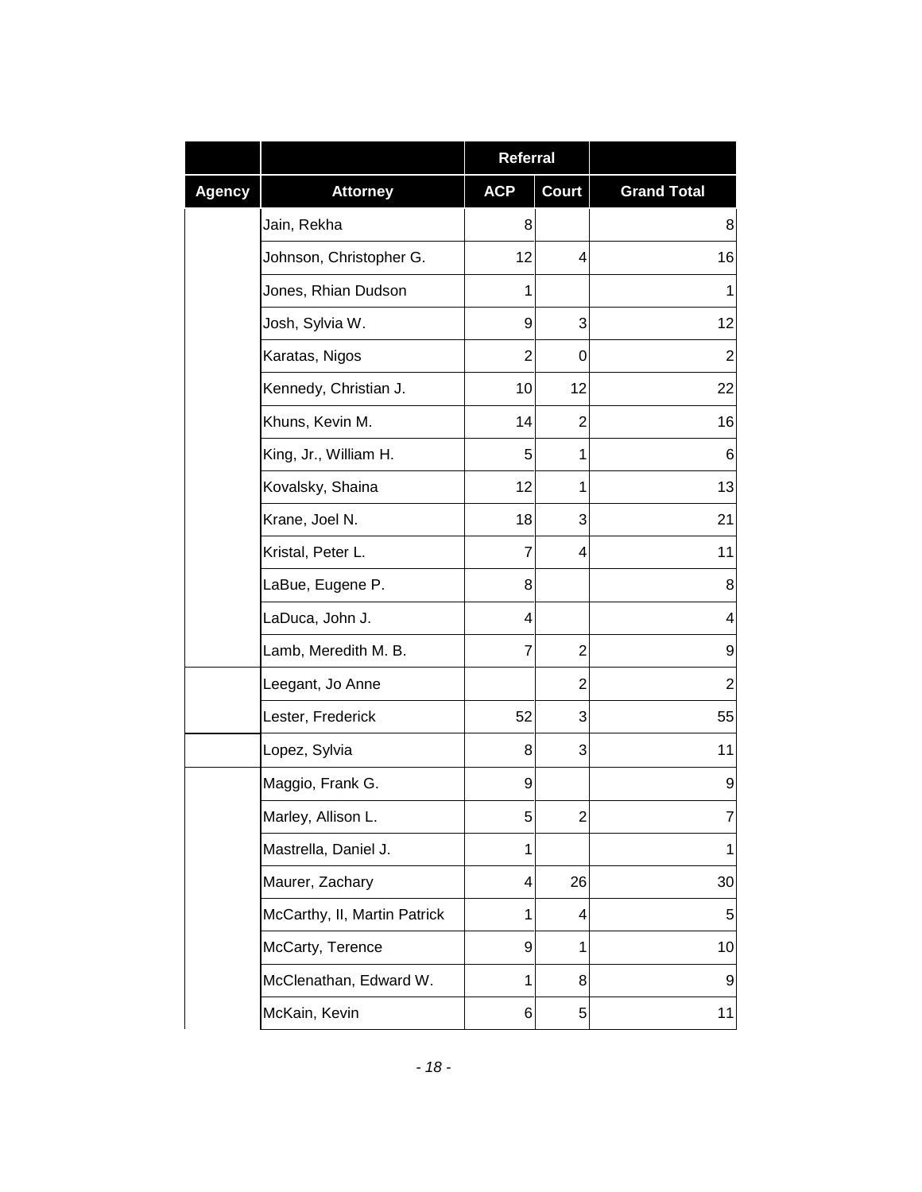| | | Referral | | |
|---|---|---|---|---|
| Agency | Attorney | ACP | Court | Grand Total |
| | Jain, Rekha | 8 | | 8 |
| | Johnson, Christopher G. | 12 | 4 | 16 |
| | Jones, Rhian Dudson | 1 | | 1 |
| | Josh, Sylvia W. | 9 | 3 | 12 |
| | Karatas, Nigos | 2 | 0 | 2 |
| | Kennedy, Christian J. | 10 | 12 | 22 |
| | Khuns, Kevin M. | 14 | 2 | 16 |
| | King, Jr., William H. | 5 | 1 | 6 |
| | Kovalsky, Shaina | 12 | 1 | 13 |
| | Krane, Joel N. | 18 | 3 | 21 |
| | Kristal, Peter L. | 7 | 4 | 11 |
| | LaBue, Eugene P. | 8 | | 8 |
| | LaDuca, John J. | 4 | | 4 |
| | Lamb, Meredith M. B. | 7 | 2 | 9 |
| | Leegant, Jo Anne | | 2 | 2 |
| | Lester, Frederick | 52 | 3 | 55 |
| | Lopez, Sylvia | 8 | 3 | 11 |
| | Maggio, Frank G. | 9 | | 9 |
| | Marley, Allison L. | 5 | 2 | 7 |
| | Mastrella, Daniel J. | 1 | | 1 |
| | Maurer, Zachary | 4 | 26 | 30 |
| | McCarthy, II, Martin Patrick | 1 | 4 | 5 |
| | McCarty, Terence | 9 | 1 | 10 |
| | McClenathan, Edward W. | 1 | 8 | 9 |
| | McKain, Kevin | 6 | 5 | 11 |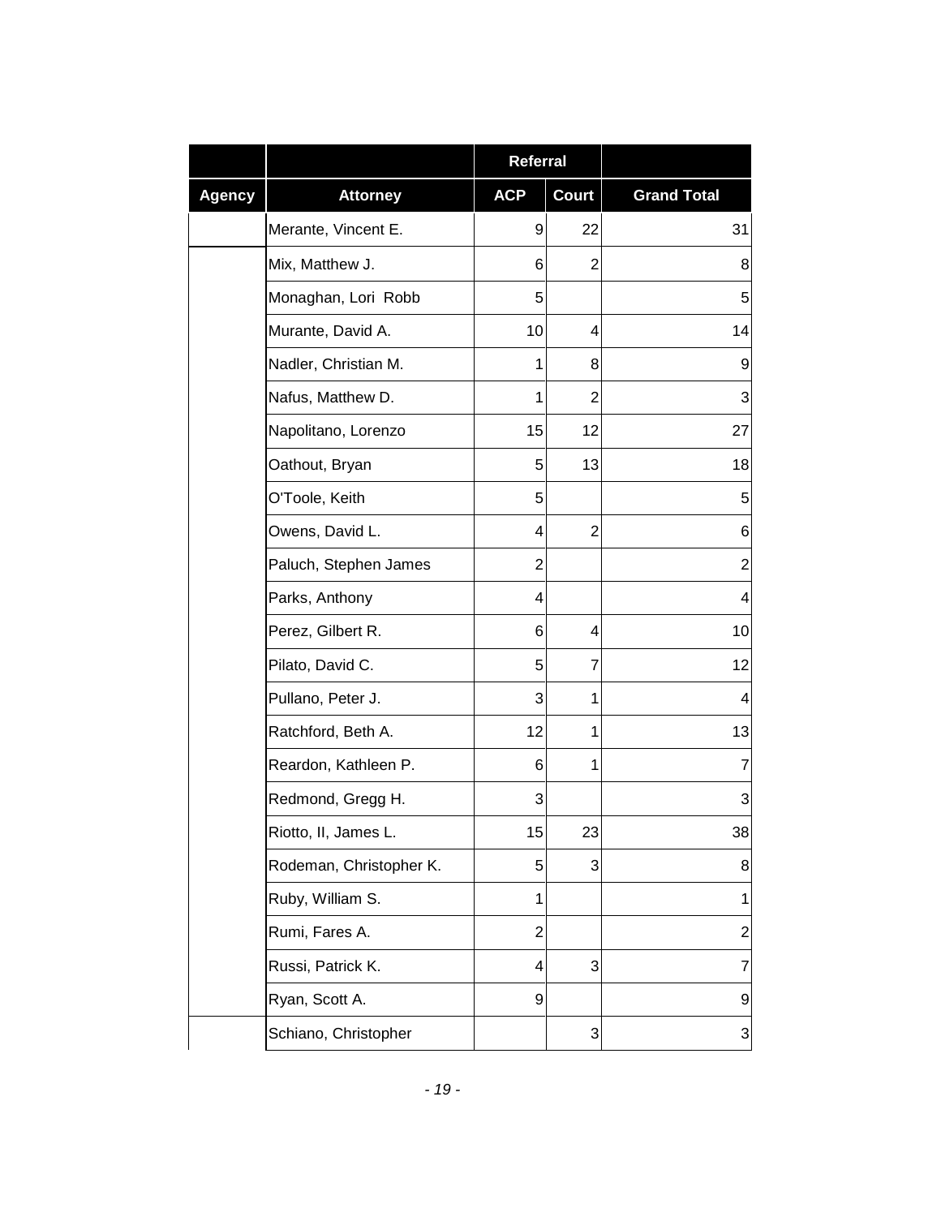| | | Referral | | |
|---|---|---|---|---|
| Agency | Attorney | ACP | Court | Grand Total |
| | Merante, Vincent E. | 9 | 22 | 31 |
| | Mix, Matthew J. | 6 | 2 | 8 |
| | Monaghan, Lori Robb | 5 | | 5 |
| | Murante, David A. | 10 | 4 | 14 |
| | Nadler, Christian M. | 1 | 8 | 9 |
| | Nafus, Matthew D. | 1 | 2 | 3 |
| | Napolitano, Lorenzo | 15 | 12 | 27 |
| | Oathout, Bryan | 5 | 13 | 18 |
| | O'Toole, Keith | 5 | | 5 |
| | Owens, David L. | 4 | 2 | 6 |
| | Paluch, Stephen James | 2 | | 2 |
| | Parks, Anthony | 4 | | 4 |
| | Perez, Gilbert R. | 6 | 4 | 10 |
| | Pilato, David C. | 5 | 7 | 12 |
| | Pullano, Peter J. | 3 | 1 | 4 |
| | Ratchford, Beth A. | 12 | 1 | 13 |
| | Reardon, Kathleen P. | 6 | 1 | 7 |
| | Redmond, Gregg H. | 3 | | 3 |
| | Riotto, II, James L. | 15 | 23 | 38 |
| | Rodeman, Christopher K. | 5 | 3 | 8 |
| | Ruby, William S. | 1 | | 1 |
| | Rumi, Fares A. | 2 | | 2 |
| | Russi, Patrick K. | 4 | 3 | 7 |
| | Ryan, Scott A. | 9 | | 9 |
| | Schiano, Christopher | | 3 | 3 |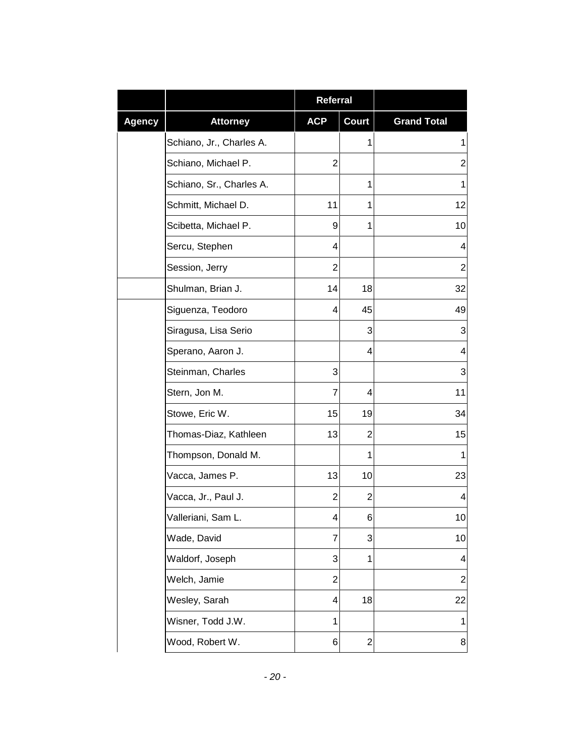| | | Referral | | |
|---|---|---|---|---|
| Agency | Attorney | ACP | Court | Grand Total |
| | Schiano, Jr., Charles A. | | 1 | 1 |
| | Schiano, Michael P. | 2 | | 2 |
| | Schiano, Sr., Charles A. | | 1 | 1 |
| | Schmitt, Michael D. | 11 | 1 | 12 |
| | Scibetta, Michael P. | 9 | 1 | 10 |
| | Sercu, Stephen | 4 | | 4 |
| | Session, Jerry | 2 | | 2 |
| | Shulman, Brian J. | 14 | 18 | 32 |
| | Siguenza, Teodoro | 4 | 45 | 49 |
| | Siragusa, Lisa Serio | | 3 | 3 |
| | Sperano, Aaron J. | | 4 | 4 |
| | Steinman, Charles | 3 | | 3 |
| | Stern, Jon M. | 7 | 4 | 11 |
| | Stowe, Eric W. | 15 | 19 | 34 |
| | Thomas-Diaz, Kathleen | 13 | 2 | 15 |
| | Thompson, Donald M. | | 1 | 1 |
| | Vacca, James P. | 13 | 10 | 23 |
| | Vacca, Jr., Paul J. | 2 | 2 | 4 |
| | Valleriani, Sam L. | 4 | 6 | 10 |
| | Wade, David | 7 | 3 | 10 |
| | Waldorf, Joseph | 3 | 1 | 4 |
| | Welch, Jamie | 2 | | 2 |
| | Wesley, Sarah | 4 | 18 | 22 |
| | Wisner, Todd J.W. | 1 | | 1 |
| | Wood, Robert W. | 6 | 2 | 8 |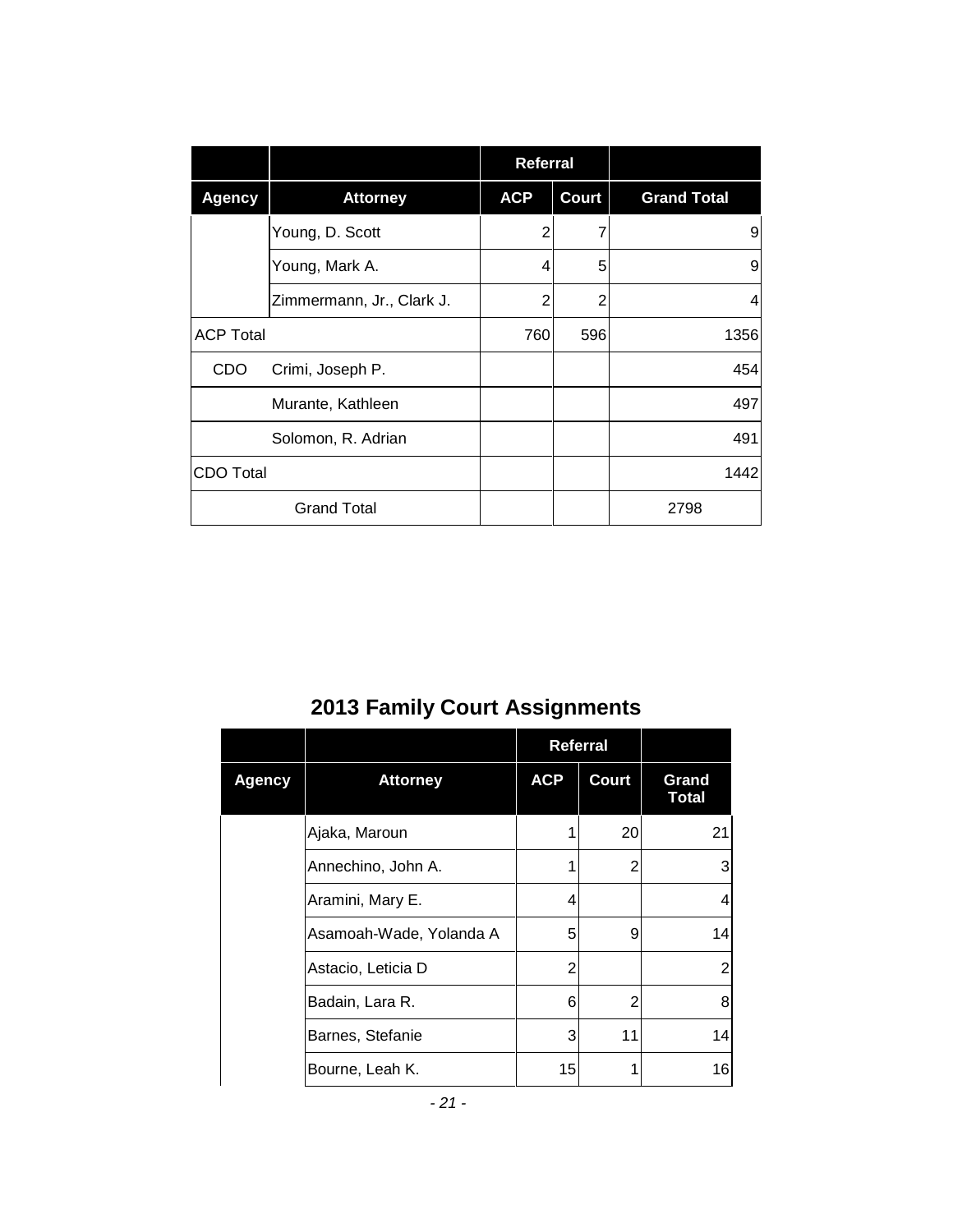| | | Referral | | |
|---|---|---|---|---|
| **Agency** | **Attorney** | **ACP** | **Court** | **Grand Total** |
| | Young, D. Scott | 2 | 7 | 9 |
| | Young, Mark A. | 4 | 5 | 9 |
| | Zimmermann, Jr., Clark J. | 2 | 2 | 4 |
| ACP Total | | 760 | 596 | 1356 |
| CDO | Crimi, Joseph P. | | | 454 |
| | Murante, Kathleen | | | 497 |
| | Solomon, R. Adrian | | | 491 |
| CDO Total | | | | 1442 |
| Grand Total | | | | 2798 |

## 2013 Family Court Assignments

| | | Referral | | |
|---|---|---|---|---|
| **Agency** | **Attorney** | **ACP** | **Court** | **Grand Total** |
| | Ajaka, Maroun | 1 | 20 | 21 |
| | Annechino, John A. | 1 | 2 | 3 |
| | Aramini, Mary E. | 4 | | 4 |
| | Asamoah-Wade, Yolanda A | 5 | 9 | 14 |
| | Astacio, Leticia D | 2 | | 2 |
| | Badain, Lara R. | 6 | 2 | 8 |
| | Barnes, Stefanie | 3 | 11 | 14 |
| | Bourne, Leah K. | 15 | 1 | 16 |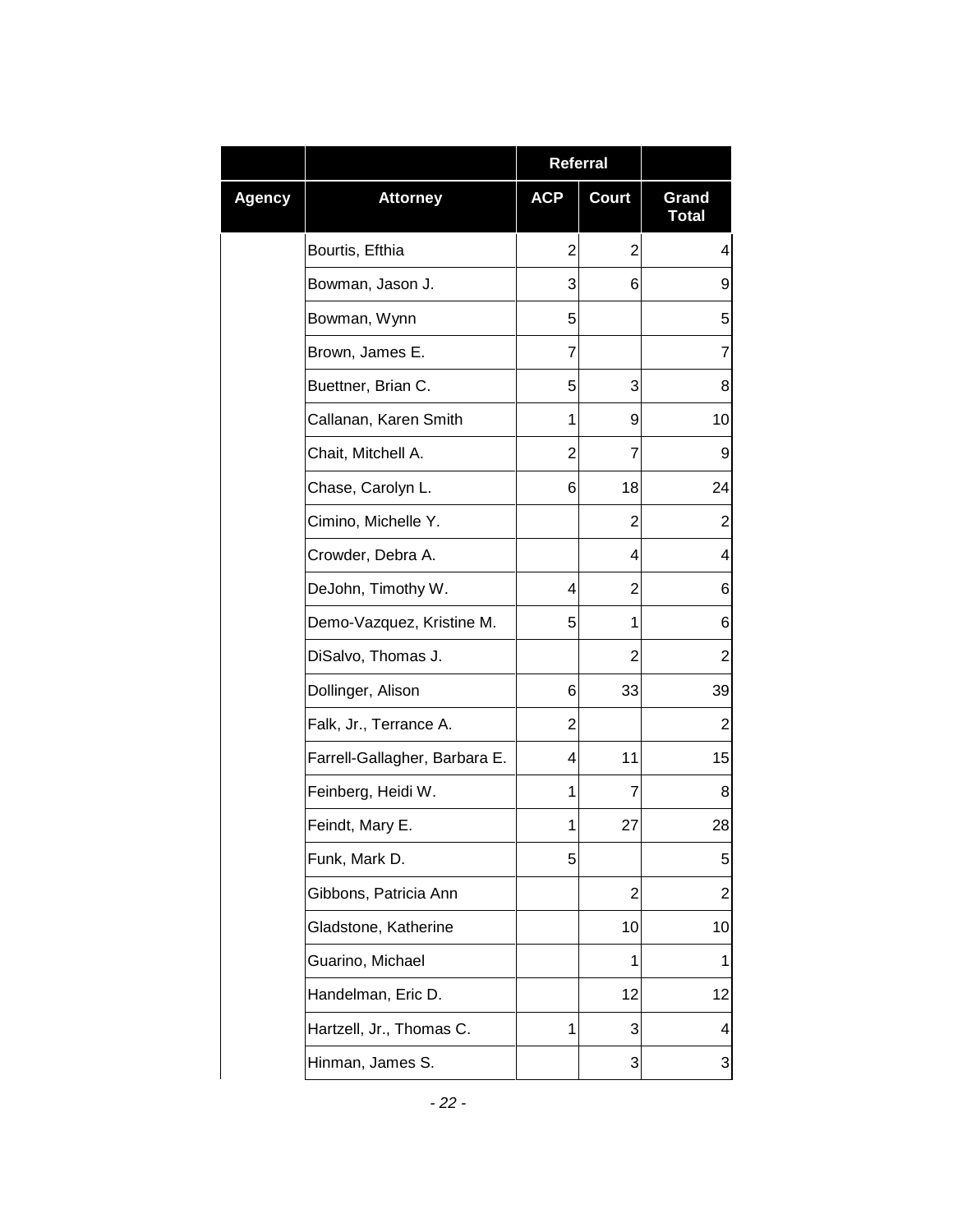| | | Referral | | |
|---|---|---|---|---|
| **Agency** | **Attorney** | **ACP** | **Court** | **Grand Total** |
| | Bourtis, Efthia | 2 | 2 | 4 |
| | Bowman, Jason J. | 3 | 6 | 9 |
| | Bowman, Wynn | 5 | | 5 |
| | Brown, James E. | 7 | | 7 |
| | Buettner, Brian C. | 5 | 3 | 8 |
| | Callanan, Karen Smith | 1 | 9 | 10 |
| | Chait, Mitchell A. | 2 | 7 | 9 |
| | Chase, Carolyn L. | 6 | 18 | 24 |
| | Cimino, Michelle Y. | | 2 | 2 |
| | Crowder, Debra A. | | 4 | 4 |
| | DeJohn, Timothy W. | 4 | 2 | 6 |
| | Demo-Vazquez, Kristine M. | 5 | 1 | 6 |
| | DiSalvo, Thomas J. | | 2 | 2 |
| | Dollinger, Alison | 6 | 33 | 39 |
| | Falk, Jr., Terrance A. | 2 | | 2 |
| | Farrell-Gallagher, Barbara E. | 4 | 11 | 15 |
| | Feinberg, Heidi W. | 1 | 7 | 8 |
| | Feindt, Mary E. | 1 | 27 | 28 |
| | Funk, Mark D. | 5 | | 5 |
| | Gibbons, Patricia Ann | | 2 | 2 |
| | Gladstone, Katherine | | 10 | 10 |
| | Guarino, Michael | | 1 | 1 |
| | Handelman, Eric D. | | 12 | 12 |
| | Hartzell, Jr., Thomas C. | 1 | 3 | 4 |
| | Hinman, James S. | | 3 | 3 |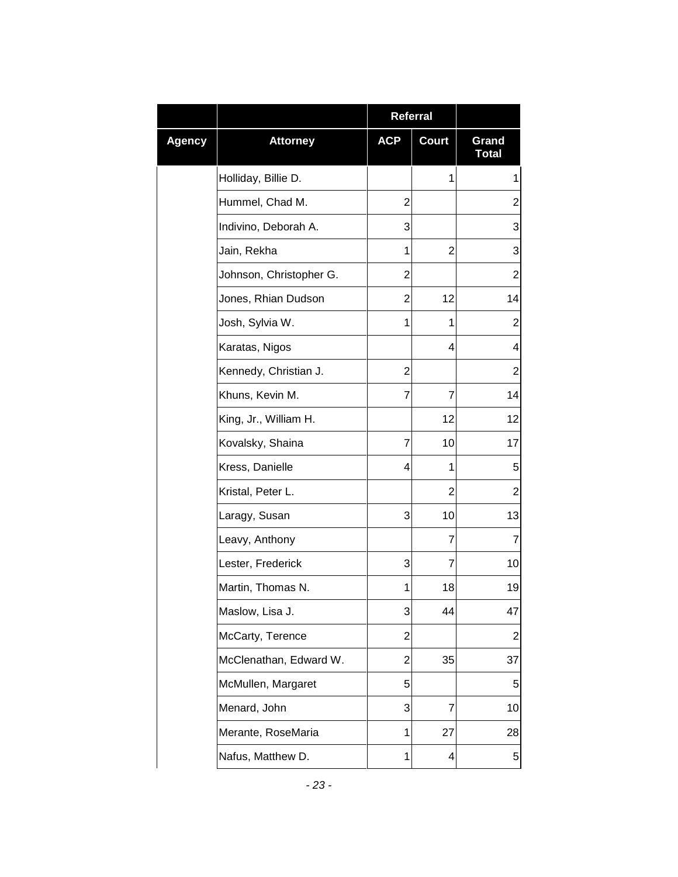| | | Referral | | |
|---|---|---|---|---|
| **Agency** | **Attorney** | **ACP** | **Court** | **Grand Total** |
| | Holliday, Billie D. | | 1 | 1 |
| | Hummel, Chad M. | 2 | | 2 |
| | Indivino, Deborah A. | 3 | | 3 |
| | Jain, Rekha | 1 | 2 | 3 |
| | Johnson, Christopher G. | 2 | | 2 |
| | Jones, Rhian Dudson | 2 | 12 | 14 |
| | Josh, Sylvia W. | 1 | 1 | 2 |
| | Karatas, Nigos | | 4 | 4 |
| | Kennedy, Christian J. | 2 | | 2 |
| | Khuns, Kevin M. | 7 | 7 | 14 |
| | King, Jr., William H. | | 12 | 12 |
| | Kovalsky, Shaina | 7 | 10 | 17 |
| | Kress, Danielle | 4 | 1 | 5 |
| | Kristal, Peter L. | | 2 | 2 |
| | Laragy, Susan | 3 | 10 | 13 |
| | Leavy, Anthony | | 7 | 7 |
| | Lester, Frederick | 3 | 7 | 10 |
| | Martin, Thomas N. | 1 | 18 | 19 |
| | Maslow, Lisa J. | 3 | 44 | 47 |
| | McCarty, Terence | 2 | | 2 |
| | McClenathan, Edward W. | 2 | 35 | 37 |
| | McMullen, Margaret | 5 | | 5 |
| | Menard, John | 3 | 7 | 10 |
| | Merante, RoseMaria | 1 | 27 | 28 |
| | Nafus, Matthew D. | 1 | 4 | 5 |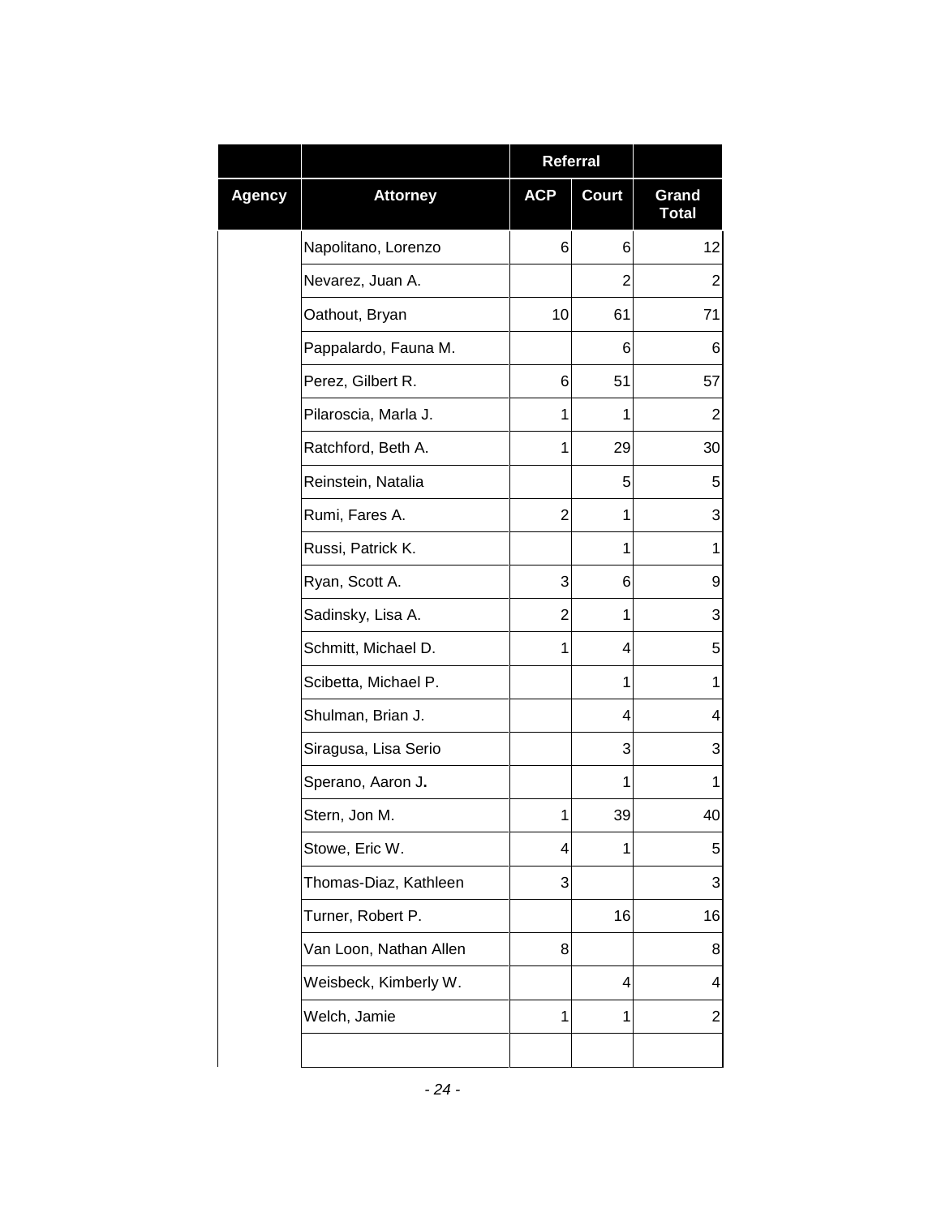| | | Referral | | |
|---|---|---|---|---|
| **Agency** | **Attorney** | **ACP** | **Court** | **Grand Total** |
| | Napolitano, Lorenzo | 6 | 6 | 12 |
| | Nevarez, Juan A. | | 2 | 2 |
| | Oathout, Bryan | 10 | 61 | 71 |
| | Pappalardo, Fauna M. | | 6 | 6 |
| | Perez, Gilbert R. | 6 | 51 | 57 |
| | Pilaroscia, Marla J. | 1 | 1 | 2 |
| | Ratchford, Beth A. | 1 | 29 | 30 |
| | Reinstein, Natalia | | 5 | 5 |
| | Rumi, Fares A. | 2 | 1 | 3 |
| | Russi, Patrick K. | | 1 | 1 |
| | Ryan, Scott A. | 3 | 6 | 9 |
| | Sadinsky, Lisa A. | 2 | 1 | 3 |
| | Schmitt, Michael D. | 1 | 4 | 5 |
| | Scibetta, Michael P. | | 1 | 1 |
| | Shulman, Brian J. | | 4 | 4 |
| | Siragusa, Lisa Serio | | 3 | 3 |
| | Sperano, Aaron J. | | 1 | 1 |
| | Stern, Jon M. | 1 | 39 | 40 |
| | Stowe, Eric W. | 4 | 1 | 5 |
| | Thomas-Diaz, Kathleen | 3 | | 3 |
| | Turner, Robert P. | | 16 | 16 |
| | Van Loon, Nathan Allen | 8 | | 8 |
| | Weisbeck, Kimberly W. | | 4 | 4 |
| | Welch, Jamie | 1 | 1 | 2 |
| | | | | |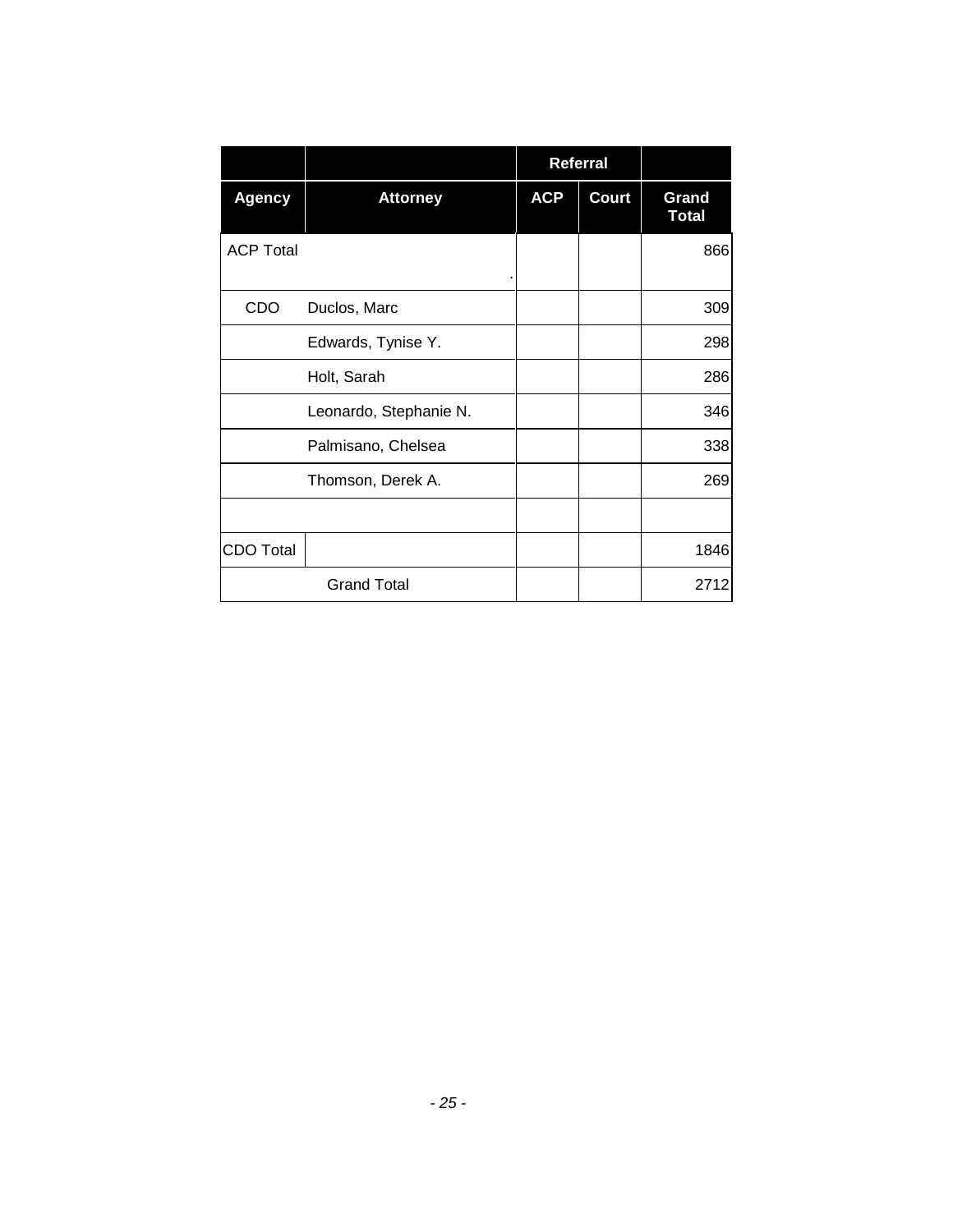| | | Referral | | |
|---|---|---|---|---|
| **Agency** | **Attorney** | **ACP** | **Court** | **Grand Total** |
| ACP Total | . | | | 866 |
| CDO | Duclos, Marc | | | 309 |
| | Edwards, Tynise Y. | | | 298 |
| | Holt, Sarah | | | 286 |
| | Leonardo, Stephanie N. | | | 346 |
| | Palmisano, Chelsea | | | 338 |
| | Thomson, Derek A. | | | 269 |
| | | | | |
| CDO Total | | | | 1846 |
| Grand Total | | | | 2712 |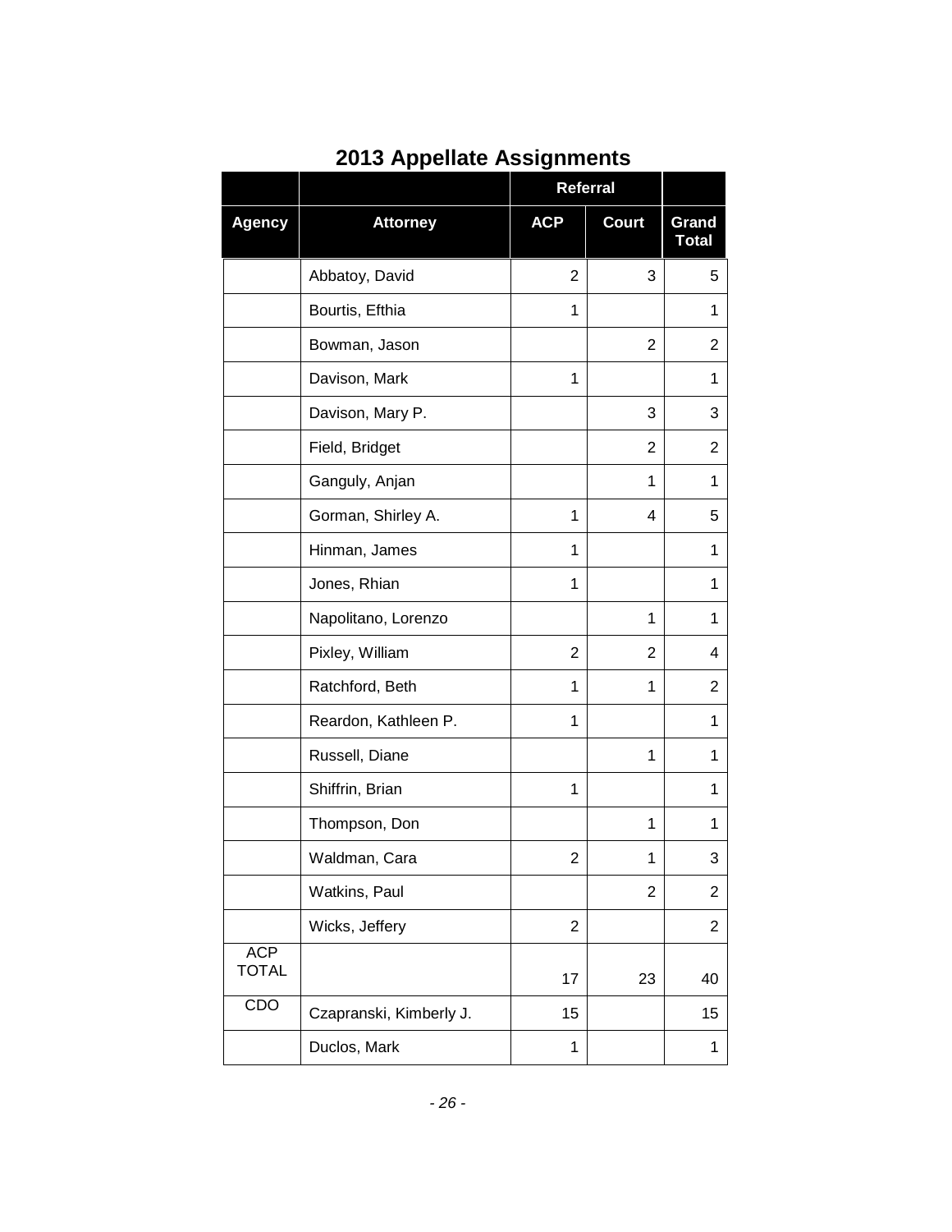## 2013 Appellate Assignments

| | | Referral | | |
|---|---|---|---|---|
| **Agency** | **Attorney** | **ACP** | **Court** | **Grand Total** |
| | Abbatoy, David | 2 | 3 | 5 |
| | Bourtis, Efthia | 1 | | 1 |
| | Bowman, Jason | | 2 | 2 |
| | Davison, Mark | 1 | | 1 |
| | Davison, Mary P. | | 3 | 3 |
| | Field, Bridget | | 2 | 2 |
| | Ganguly, Anjan | | 1 | 1 |
| | Gorman, Shirley A. | 1 | 4 | 5 |
| | Hinman, James | 1 | | 1 |
| | Jones, Rhian | 1 | | 1 |
| | Napolitano, Lorenzo | | 1 | 1 |
| | Pixley, William | 2 | 2 | 4 |
| | Ratchford, Beth | 1 | 1 | 2 |
| | Reardon, Kathleen P. | 1 | | 1 |
| | Russell, Diane | | 1 | 1 |
| | Shiffrin, Brian | 1 | | 1 |
| | Thompson, Don | | 1 | 1 |
| | Waldman, Cara | 2 | 1 | 3 |
| | Watkins, Paul | | 2 | 2 |
| | Wicks, Jeffery | 2 | | 2 |
| ACP TOTAL | | 17 | 23 | 40 |
| CDO | Czapranski, Kimberly J. | 15 | | 15 |
| | Duclos, Mark | 1 | | 1 |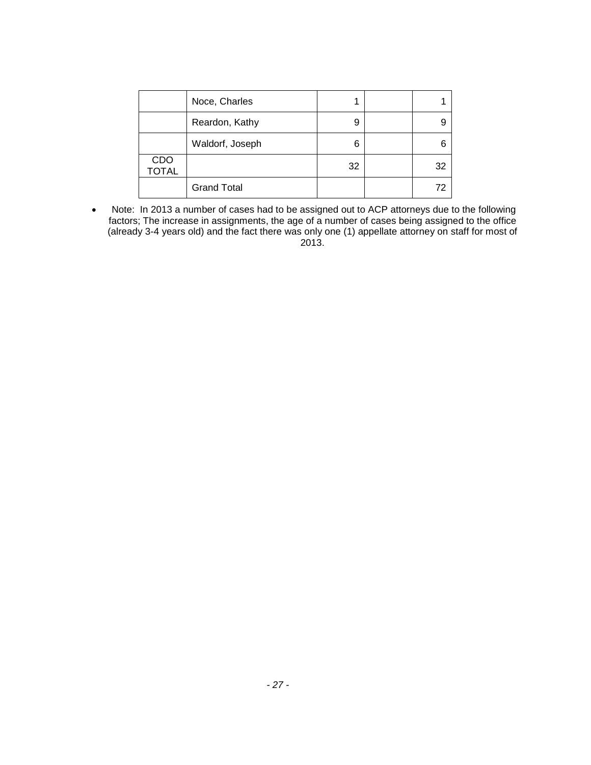| | | | | |
|---|---|---|---|---|
| | Noce, Charles | 1 | | 1 |
| | Reardon, Kathy | 9 | | 9 |
| | Waldorf, Joseph | 6 | | 6 |
| CDO TOTAL | | 32 | | 32 |
| | Grand Total | | | 72 |

- Note: In 2013 a number of cases had to be assigned out to ACP attorneys due to the following factors; The increase in assignments, the age of a number of cases being assigned to the office (already 3-4 years old) and the fact there was only one (1) appellate attorney on staff for most of 2013.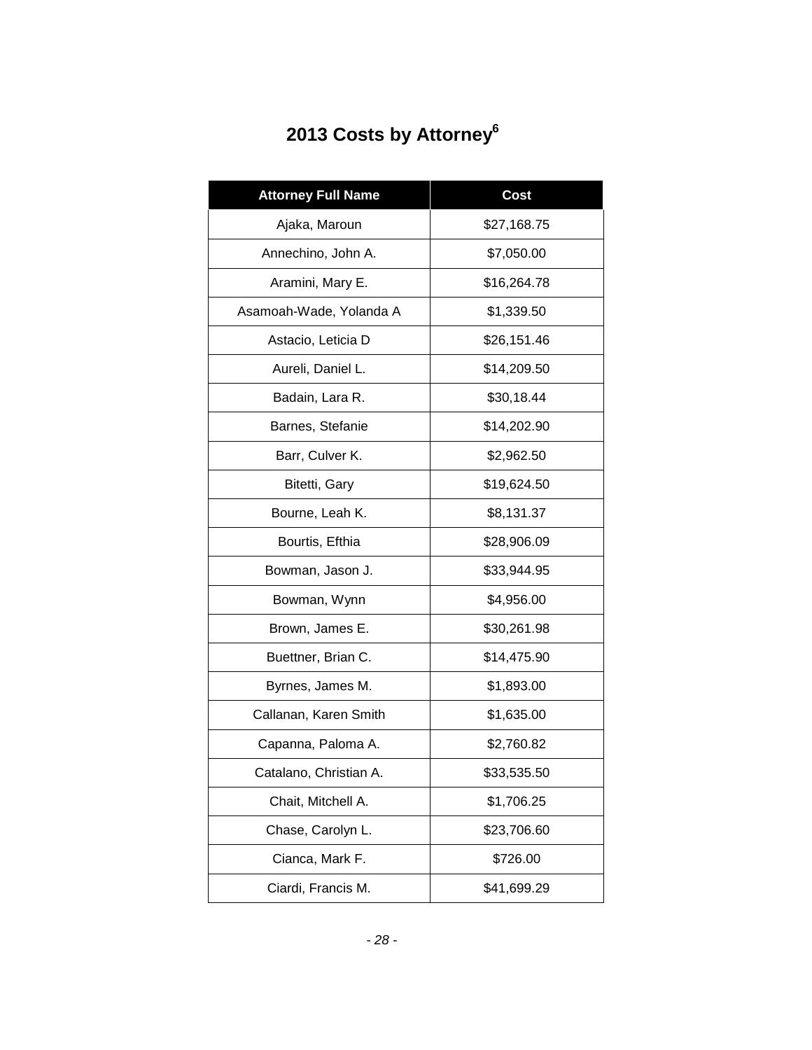# 2013 Costs by Attorney[6]

| Attorney Full Name | Cost |
|---|---|
| Ajaka, Maroun | $27,168.75 |
| Annechino, John A. | $7,050.00 |
| Aramini, Mary E. | $16,264.78 |
| Asamoah-Wade, Yolanda A | $1,339.50 |
| Astacio, Leticia D | $26,151.46 |
| Aureli, Daniel L. | $14,209.50 |
| Badain, Lara R. | $30,18.44 |
| Barnes, Stefanie | $14,202.90 |
| Barr, Culver K. | $2,962.50 |
| Bitetti, Gary | $19,624.50 |
| Bourne, Leah K. | $8,131.37 |
| Bourtis, Efthia | $28,906.09 |
| Bowman, Jason J. | $33,944.95 |
| Bowman, Wynn | $4,956.00 |
| Brown, James E. | $30,261.98 |
| Buettner, Brian C. | $14,475.90 |
| Byrnes, James M. | $1,893.00 |
| Callanan, Karen Smith | $1,635.00 |
| Capanna, Paloma A. | $2,760.82 |
| Catalano, Christian A. | $33,535.50 |
| Chait, Mitchell A. | $1,706.25 |
| Chase, Carolyn L. | $23,706.60 |
| Cianca, Mark F. | $726.00 |
| Ciardi, Francis M. | $41,699.29 |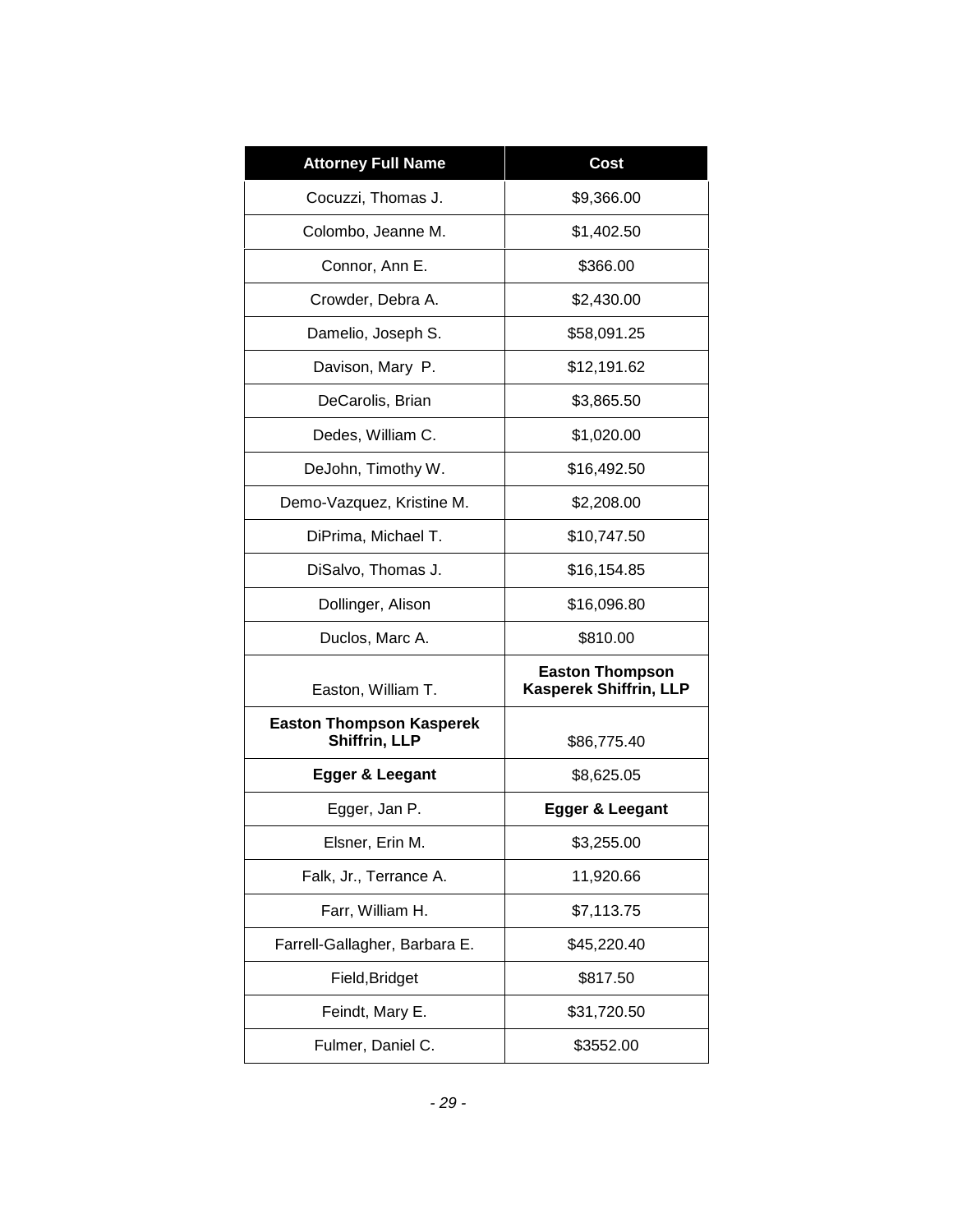| Attorney Full Name | Cost |
|---|---|
| Cocuzzi, Thomas J. | $9,366.00 |
| Colombo, Jeanne M. | $1,402.50 |
| Connor, Ann E. | $366.00 |
| Crowder, Debra A. | $2,430.00 |
| Damelio, Joseph S. | $58,091.25 |
| Davison, Mary P. | $12,191.62 |
| DeCarolis, Brian | $3,865.50 |
| Dedes, William C. | $1,020.00 |
| DeJohn, Timothy W. | $16,492.50 |
| Demo-Vazquez, Kristine M. | $2,208.00 |
| DiPrima, Michael T. | $10,747.50 |
| DiSalvo, Thomas J. | $16,154.85 |
| Dollinger, Alison | $16,096.80 |
| Duclos, Marc A. | $810.00 |
| Easton, William T. | **Easton Thompson Kasperek Shiffrin, LLP** |
| **Easton Thompson Kasperek Shiffrin, LLP** | $86,775.40 |
| **Egger & Leegant** | $8,625.05 |
| Egger, Jan P. | **Egger & Leegant** |
| Elsner, Erin M. | $3,255.00 |
| Falk, Jr., Terrance A. | 11,920.66 |
| Farr, William H. | $7,113.75 |
| Farrell-Gallagher, Barbara E. | $45,220.40 |
| Field,Bridget | $817.50 |
| Feindt, Mary E. | $31,720.50 |
| Fulmer, Daniel C. | $3552.00 |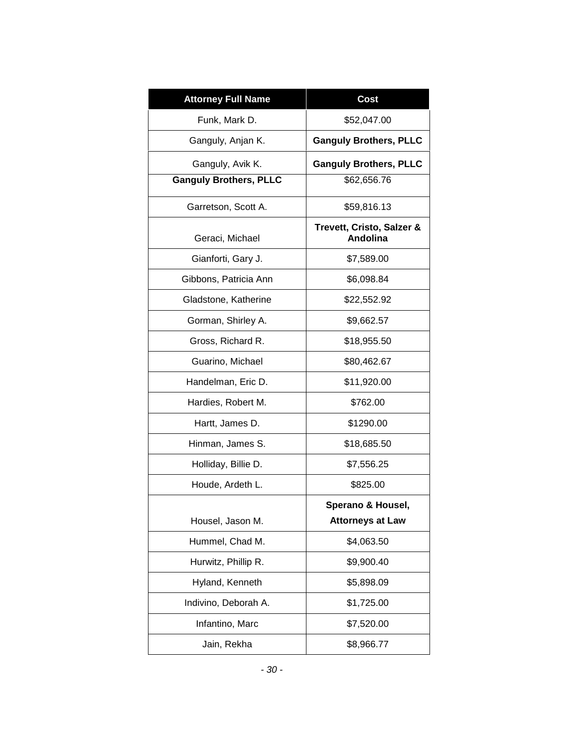| Attorney Full Name | Cost |
|---|---|
| Funk, Mark D. | $52,047.00 |
| Ganguly, Anjan K. | **Ganguly Brothers, PLLC** |
| Ganguly, Avik K. | **Ganguly Brothers, PLLC** |
| **Ganguly Brothers, PLLC** | $62,656.76 |
| Garretson, Scott A. | $59,816.13 |
| Geraci, Michael | **Trevett, Cristo, Salzer & Andolina** |
| Gianforti, Gary J. | $7,589.00 |
| Gibbons, Patricia Ann | $6,098.84 |
| Gladstone, Katherine | $22,552.92 |
| Gorman, Shirley A. | $9,662.57 |
| Gross, Richard R. | $18,955.50 |
| Guarino, Michael | $80,462.67 |
| Handelman, Eric D. | $11,920.00 |
| Hardies, Robert M. | $762.00 |
| Hartt, James D. | $1290.00 |
| Hinman, James S. | $18,685.50 |
| Holliday, Billie D. | $7,556.25 |
| Houde, Ardeth L. | $825.00 |
| Housel, Jason M. | **Sperano & Housel, Attorneys at Law** |
| Hummel, Chad M. | $4,063.50 |
| Hurwitz, Phillip R. | $9,900.40 |
| Hyland, Kenneth | $5,898.09 |
| Indivino, Deborah A. | $1,725.00 |
| Infantino, Marc | $7,520.00 |
| Jain, Rekha | $8,966.77 |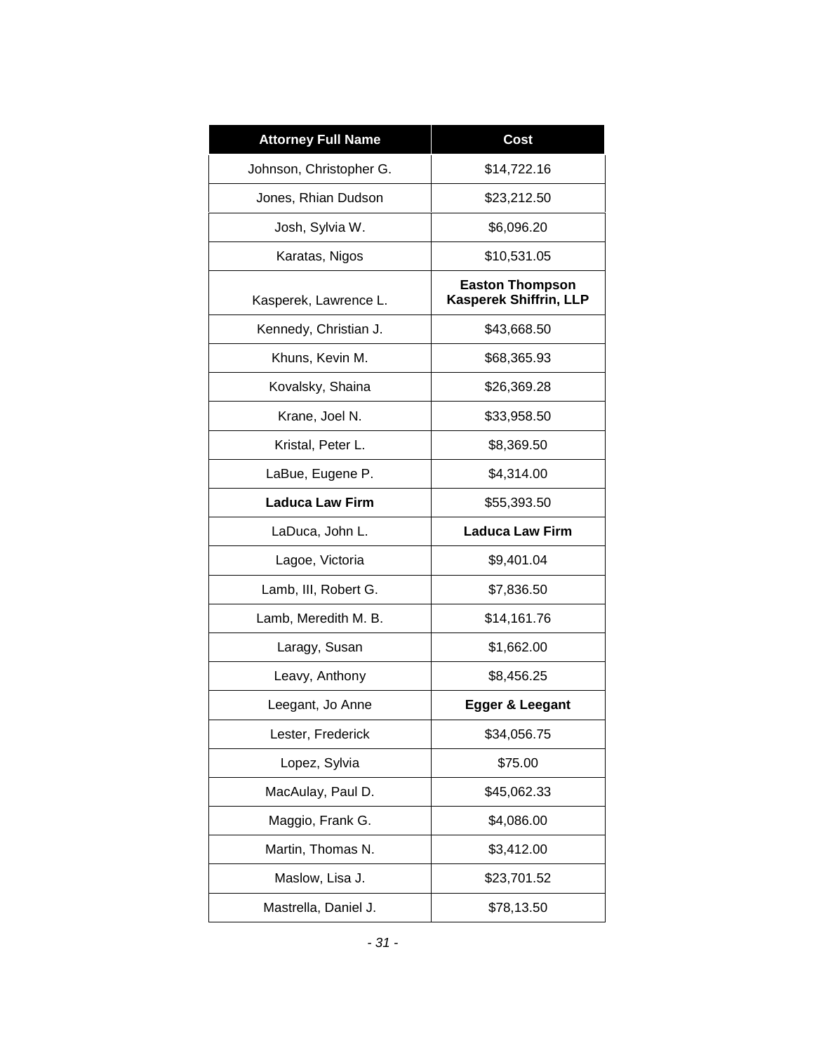| Attorney Full Name | Cost |
|---|---|
| Johnson, Christopher G. | $14,722.16 |
| Jones, Rhian Dudson | $23,212.50 |
| Josh, Sylvia W. | $6,096.20 |
| Karatas, Nigos | $10,531.05 |
| Kasperek, Lawrence L. | **Easton Thompson Kasperek Shiffrin, LLP** |
| Kennedy, Christian J. | $43,668.50 |
| Khuns, Kevin M. | $68,365.93 |
| Kovalsky, Shaina | $26,369.28 |
| Krane, Joel N. | $33,958.50 |
| Kristal, Peter L. | $8,369.50 |
| LaBue, Eugene P. | $4,314.00 |
| **Laduca Law Firm** | $55,393.50 |
| LaDuca, John L. | **Laduca Law Firm** |
| Lagoe, Victoria | $9,401.04 |
| Lamb, III, Robert G. | $7,836.50 |
| Lamb, Meredith M. B. | $14,161.76 |
| Laragy, Susan | $1,662.00 |
| Leavy, Anthony | $8,456.25 |
| Leegant, Jo Anne | **Egger & Leegant** |
| Lester, Frederick | $34,056.75 |
| Lopez, Sylvia | $75.00 |
| MacAulay, Paul D. | $45,062.33 |
| Maggio, Frank G. | $4,086.00 |
| Martin, Thomas N. | $3,412.00 |
| Maslow, Lisa J. | $23,701.52 |
| Mastrella, Daniel J. | $78,13.50 |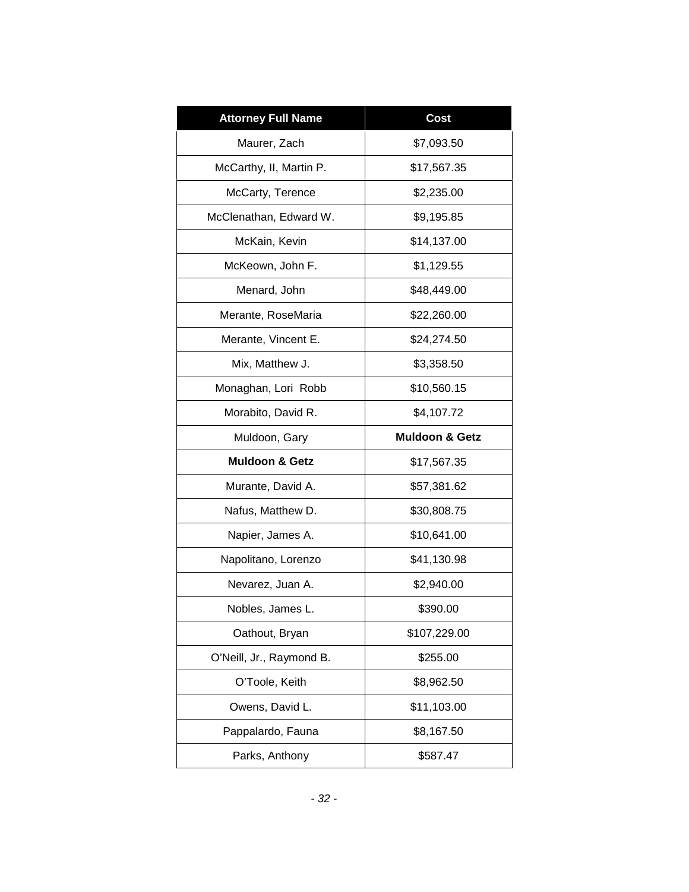| Attorney Full Name | Cost |
| --- | --- |
| Maurer, Zach | $7,093.50 |
| McCarthy, II, Martin P. | $17,567.35 |
| McCarty, Terence | $2,235.00 |
| McClenathan, Edward W. | $9,195.85 |
| McKain, Kevin | $14,137.00 |
| McKeown, John F. | $1,129.55 |
| Menard, John | $48,449.00 |
| Merante, RoseMaria | $22,260.00 |
| Merante, Vincent E. | $24,274.50 |
| Mix, Matthew J. | $3,358.50 |
| Monaghan, Lori Robb | $10,560.15 |
| Morabito, David R. | $4,107.72 |
| Muldoon, Gary | **Muldoon & Getz** |
| **Muldoon & Getz** | $17,567.35 |
| Murante, David A. | $57,381.62 |
| Nafus, Matthew D. | $30,808.75 |
| Napier, James A. | $10,641.00 |
| Napolitano, Lorenzo | $41,130.98 |
| Nevarez, Juan A. | $2,940.00 |
| Nobles, James L. | $390.00 |
| Oathout, Bryan | $107,229.00 |
| O'Neill, Jr., Raymond B. | $255.00 |
| O'Toole, Keith | $8,962.50 |
| Owens, David L. | $11,103.00 |
| Pappalardo, Fauna | $8,167.50 |
| Parks, Anthony | $587.47 |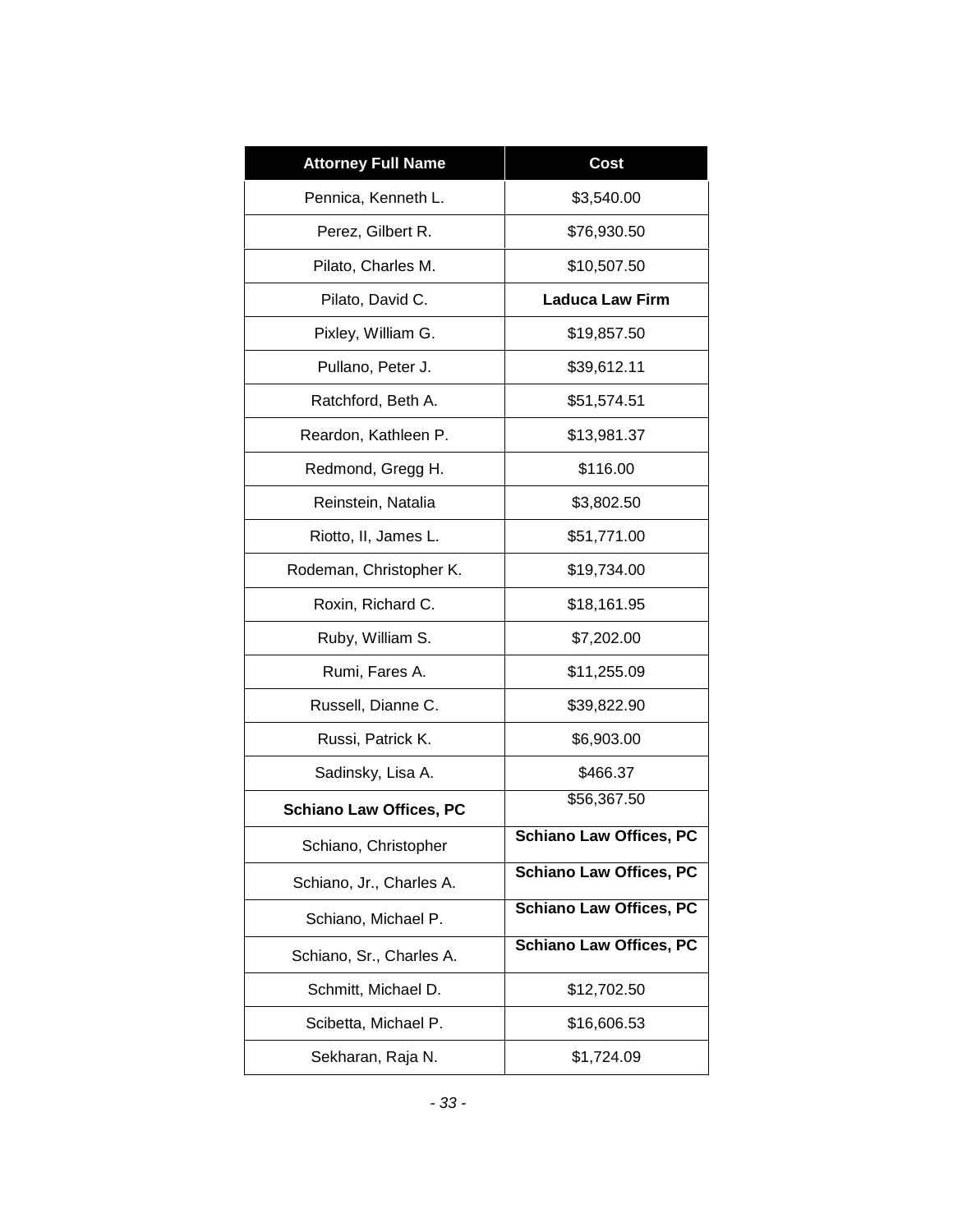| Attorney Full Name | Cost |
| --- | --- |
| Pennica, Kenneth L. | $3,540.00 |
| Perez, Gilbert R. | $76,930.50 |
| Pilato, Charles M. | $10,507.50 |
| Pilato, David C. | **Laduca Law Firm** |
| Pixley, William G. | $19,857.50 |
| Pullano, Peter J. | $39,612.11 |
| Ratchford, Beth A. | $51,574.51 |
| Reardon, Kathleen P. | $13,981.37 |
| Redmond, Gregg H. | $116.00 |
| Reinstein, Natalia | $3,802.50 |
| Riotto, II, James L. | $51,771.00 |
| Rodeman, Christopher K. | $19,734.00 |
| Roxin, Richard C. | $18,161.95 |
| Ruby, William S. | $7,202.00 |
| Rumi, Fares A. | $11,255.09 |
| Russell, Dianne C. | $39,822.90 |
| Russi, Patrick K. | $6,903.00 |
| Sadinsky, Lisa A. | $466.37 |
| **Schiano Law Offices, PC** | $56,367.50 |
| Schiano, Christopher | **Schiano Law Offices, PC** |
| Schiano, Jr., Charles A. | **Schiano Law Offices, PC** |
| Schiano, Michael P. | **Schiano Law Offices, PC** |
| Schiano, Sr., Charles A. | **Schiano Law Offices, PC** |
| Schmitt, Michael D. | $12,702.50 |
| Scibetta, Michael P. | $16,606.53 |
| Sekharan, Raja N. | $1,724.09 |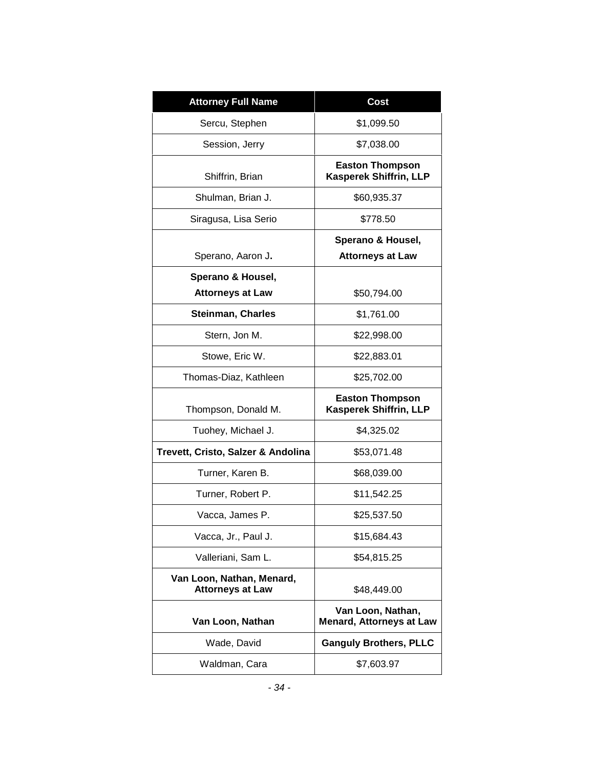| Attorney Full Name | Cost |
| --- | --- |
| Sercu, Stephen | $1,099.50 |
| Session, Jerry | $7,038.00 |
| Shiffrin, Brian | **Easton Thompson Kasperek Shiffrin, LLP** |
| Shulman, Brian J. | $60,935.37 |
| Siragusa, Lisa Serio | $778.50 |
| Sperano, Aaron J**.** | **Sperano & Housel, Attorneys at Law** |
| **Sperano & Housel, Attorneys at Law** | $50,794.00 |
| **Steinman, Charles** | $1,761.00 |
| Stern, Jon M. | $22,998.00 |
| Stowe, Eric W. | $22,883.01 |
| Thomas-Diaz, Kathleen | $25,702.00 |
| Thompson, Donald M. | **Easton Thompson Kasperek Shiffrin, LLP** |
| Tuohey, Michael J. | $4,325.02 |
| **Trevett, Cristo, Salzer & Andolina** | $53,071.48 |
| Turner, Karen B. | $68,039.00 |
| Turner, Robert P. | $11,542.25 |
| Vacca, James P. | $25,537.50 |
| Vacca, Jr., Paul J. | $15,684.43 |
| Valleriani, Sam L. | $54,815.25 |
| **Van Loon, Nathan, Menard, Attorneys at Law** | $48,449.00 |
| **Van Loon, Nathan** | **Van Loon, Nathan, Menard, Attorneys at Law** |
| Wade, David | **Ganguly Brothers, PLLC** |
| Waldman, Cara | $7,603.97 |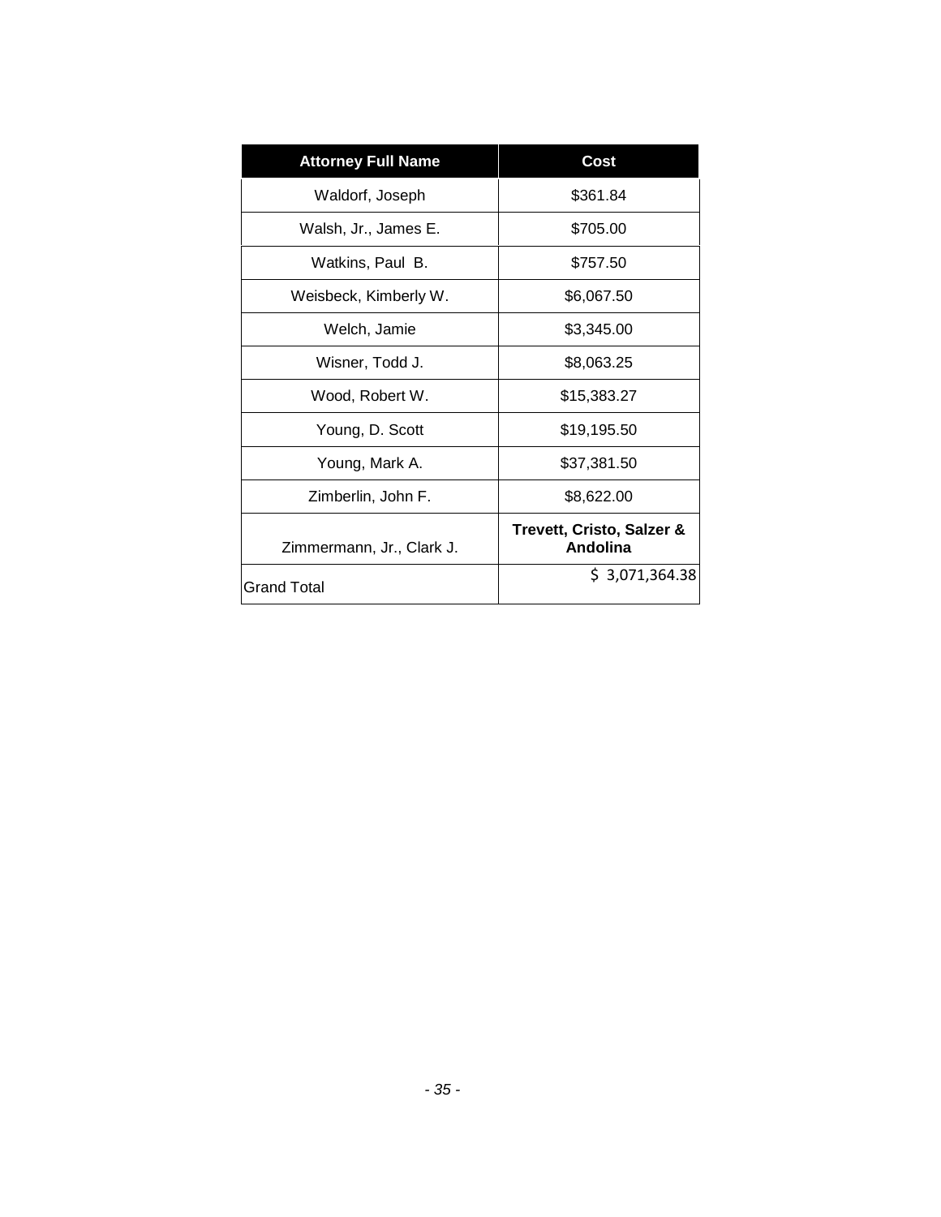| Attorney Full Name | Cost |
| --- | --- |
| Waldorf, Joseph | $361.84 |
| Walsh, Jr., James E. | $705.00 |
| Watkins, Paul  B. | $757.50 |
| Weisbeck, Kimberly W. | $6,067.50 |
| Welch, Jamie | $3,345.00 |
| Wisner, Todd J. | $8,063.25 |
| Wood, Robert W. | $15,383.27 |
| Young, D. Scott | $19,195.50 |
| Young, Mark A. | $37,381.50 |
| Zimberlin, John F. | $8,622.00 |
| Zimmermann, Jr., Clark J. | **Trevett, Cristo, Salzer & Andolina** |
| Grand Total | $ 3,071,364.38 |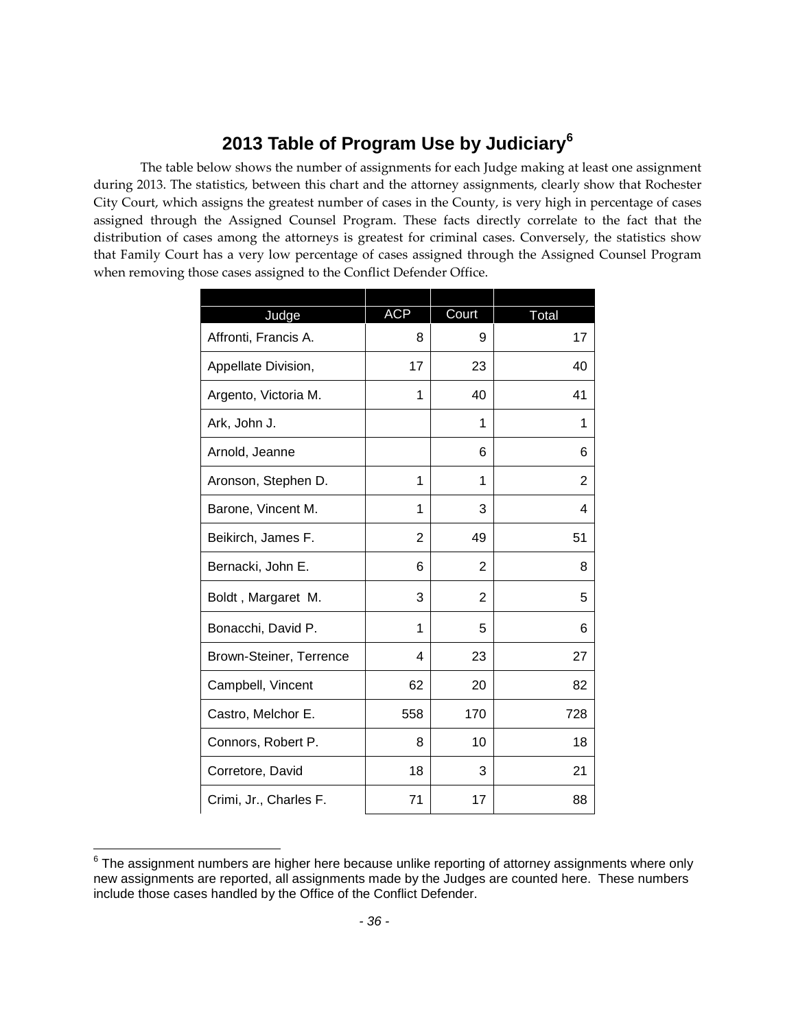## 2013 Table of Program Use by Judiciary[6]

The table below shows the number of assignments for each Judge making at least one assignment during 2013. The statistics, between this chart and the attorney assignments, clearly show that Rochester City Court, which assigns the greatest number of cases in the County, is very high in percentage of cases assigned through the Assigned Counsel Program. These facts directly correlate to the fact that the distribution of cases among the attorneys is greatest for criminal cases. Conversely, the statistics show that Family Court has a very low percentage of cases assigned through the Assigned Counsel Program when removing those cases assigned to the Conflict Defender Office.

| Judge | ACP | Court | Total |
|---|---|---|---|
| Affronti, Francis A. | 8 | 9 | 17 |
| Appellate Division, | 17 | 23 | 40 |
| Argento, Victoria M. | 1 | 40 | 41 |
| Ark, John J. | | 1 | 1 |
| Arnold, Jeanne | | 6 | 6 |
| Aronson, Stephen D. | 1 | 1 | 2 |
| Barone, Vincent M. | 1 | 3 | 4 |
| Beikirch, James F. | 2 | 49 | 51 |
| Bernacki, John E. | 6 | 2 | 8 |
| Boldt , Margaret M. | 3 | 2 | 5 |
| Bonacchi, David P. | 1 | 5 | 6 |
| Brown-Steiner, Terrence | 4 | 23 | 27 |
| Campbell, Vincent | 62 | 20 | 82 |
| Castro, Melchor E. | 558 | 170 | 728 |
| Connors, Robert P. | 8 | 10 | 18 |
| Corretore, David | 18 | 3 | 21 |
| Crimi, Jr., Charles F. | 71 | 17 | 88 |

[6] The assignment numbers are higher here because unlike reporting of attorney assignments where only new assignments are reported, all assignments made by the Judges are counted here. These numbers include those cases handled by the Office of the Conflict Defender.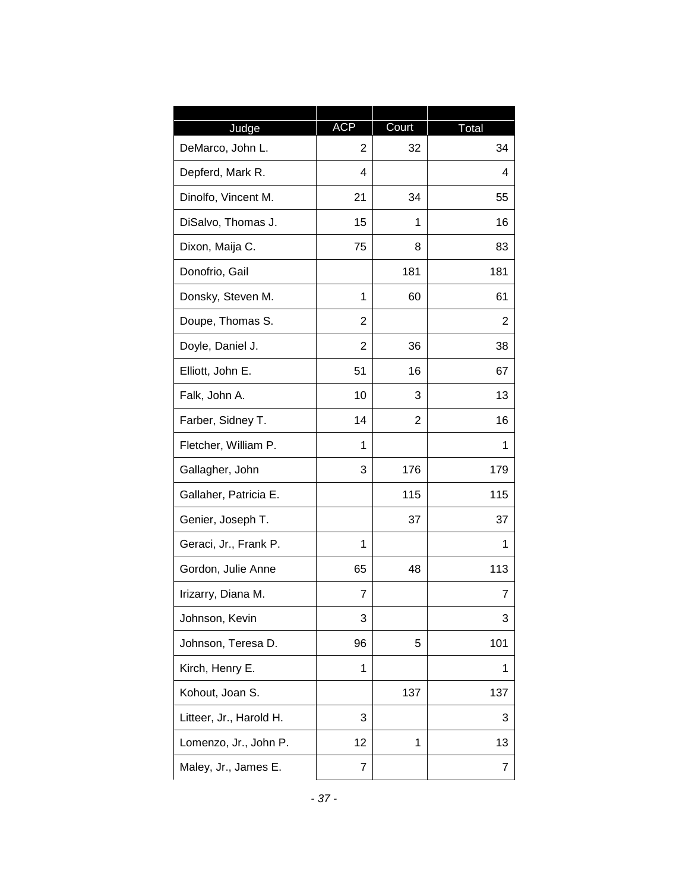| Judge | ACP | Court | Total |
|---|---|---|---|
| DeMarco, John L. | 2 | 32 | 34 |
| Depferd, Mark R. | 4 | | 4 |
| Dinolfo, Vincent M. | 21 | 34 | 55 |
| DiSalvo, Thomas J. | 15 | 1 | 16 |
| Dixon, Maija C. | 75 | 8 | 83 |
| Donofrio, Gail | | 181 | 181 |
| Donsky, Steven M. | 1 | 60 | 61 |
| Doupe, Thomas S. | 2 | | 2 |
| Doyle, Daniel J. | 2 | 36 | 38 |
| Elliott, John E. | 51 | 16 | 67 |
| Falk, John A. | 10 | 3 | 13 |
| Farber, Sidney T. | 14 | 2 | 16 |
| Fletcher, William P. | 1 | | 1 |
| Gallagher, John | 3 | 176 | 179 |
| Gallaher, Patricia E. | | 115 | 115 |
| Genier, Joseph T. | | 37 | 37 |
| Geraci, Jr., Frank P. | 1 | | 1 |
| Gordon, Julie Anne | 65 | 48 | 113 |
| Irizarry, Diana M. | 7 | | 7 |
| Johnson, Kevin | 3 | | 3 |
| Johnson, Teresa D. | 96 | 5 | 101 |
| Kirch, Henry E. | 1 | | 1 |
| Kohout, Joan S. | | 137 | 137 |
| Litteer, Jr., Harold H. | 3 | | 3 |
| Lomenzo, Jr., John P. | 12 | 1 | 13 |
| Maley, Jr., James E. | 7 | | 7 |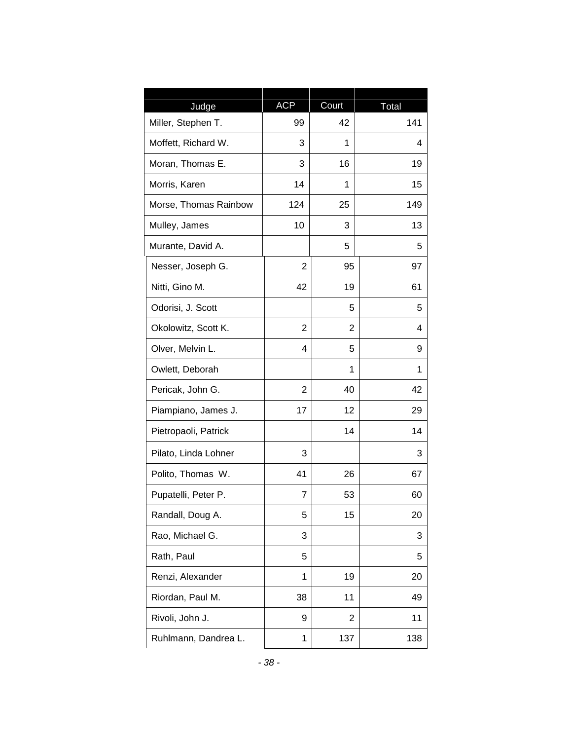| Judge | ACP | Court | Total |
|---|---|---|---|
| Miller, Stephen T. | 99 | 42 | 141 |
| Moffett, Richard W. | 3 | 1 | 4 |
| Moran, Thomas E. | 3 | 16 | 19 |
| Morris, Karen | 14 | 1 | 15 |
| Morse, Thomas Rainbow | 124 | 25 | 149 |
| Mulley, James | 10 | 3 | 13 |
| Murante, David A. | | 5 | 5 |
| Nesser, Joseph G. | 2 | 95 | 97 |
| Nitti, Gino M. | 42 | 19 | 61 |
| Odorisi, J. Scott | | 5 | 5 |
| Okolowitz, Scott K. | 2 | 2 | 4 |
| Olver, Melvin L. | 4 | 5 | 9 |
| Owlett, Deborah | | 1 | 1 |
| Pericak, John G. | 2 | 40 | 42 |
| Piampiano, James J. | 17 | 12 | 29 |
| Pietropaoli, Patrick | | 14 | 14 |
| Pilato, Linda Lohner | 3 | | 3 |
| Polito, Thomas W. | 41 | 26 | 67 |
| Pupatelli, Peter P. | 7 | 53 | 60 |
| Randall, Doug A. | 5 | 15 | 20 |
| Rao, Michael G. | 3 | | 3 |
| Rath, Paul | 5 | | 5 |
| Renzi, Alexander | 1 | 19 | 20 |
| Riordan, Paul M. | 38 | 11 | 49 |
| Rivoli, John J. | 9 | 2 | 11 |
| Ruhlmann, Dandrea L. | 1 | 137 | 138 |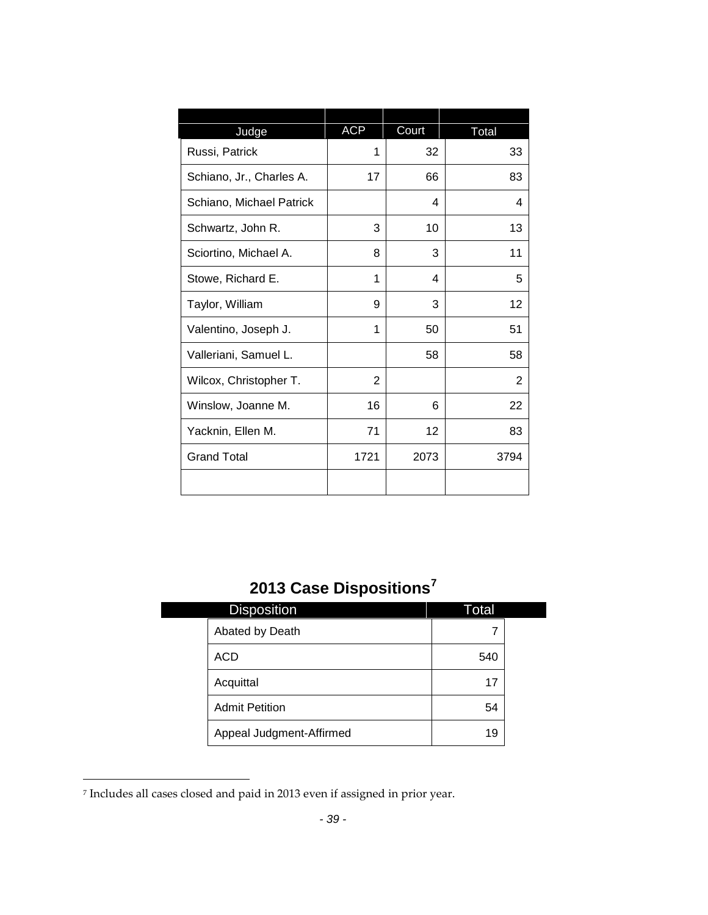| Judge | ACP | Court | Total |
|---|---|---|---|
| Russi, Patrick | 1 | 32 | 33 |
| Schiano, Jr., Charles A. | 17 | 66 | 83 |
| Schiano, Michael Patrick | | 4 | 4 |
| Schwartz, John R. | 3 | 10 | 13 |
| Sciortino, Michael A. | 8 | 3 | 11 |
| Stowe, Richard E. | 1 | 4 | 5 |
| Taylor, William | 9 | 3 | 12 |
| Valentino, Joseph J. | 1 | 50 | 51 |
| Valleriani, Samuel L. | | 58 | 58 |
| Wilcox, Christopher T. | 2 | | 2 |
| Winslow, Joanne M. | 16 | 6 | 22 |
| Yacknin, Ellen M. | 71 | 12 | 83 |
| Grand Total | 1721 | 2073 | 3794 |
| | | | |

## 2013 Case Dispositions[7]

| Disposition | Total |
|---|---|
| Abated by Death | 7 |
| ACD | 540 |
| Acquittal | 17 |
| Admit Petition | 54 |
| Appeal Judgment-Affirmed | 19 |

[7] Includes all cases closed and paid in 2013 even if assigned in prior year.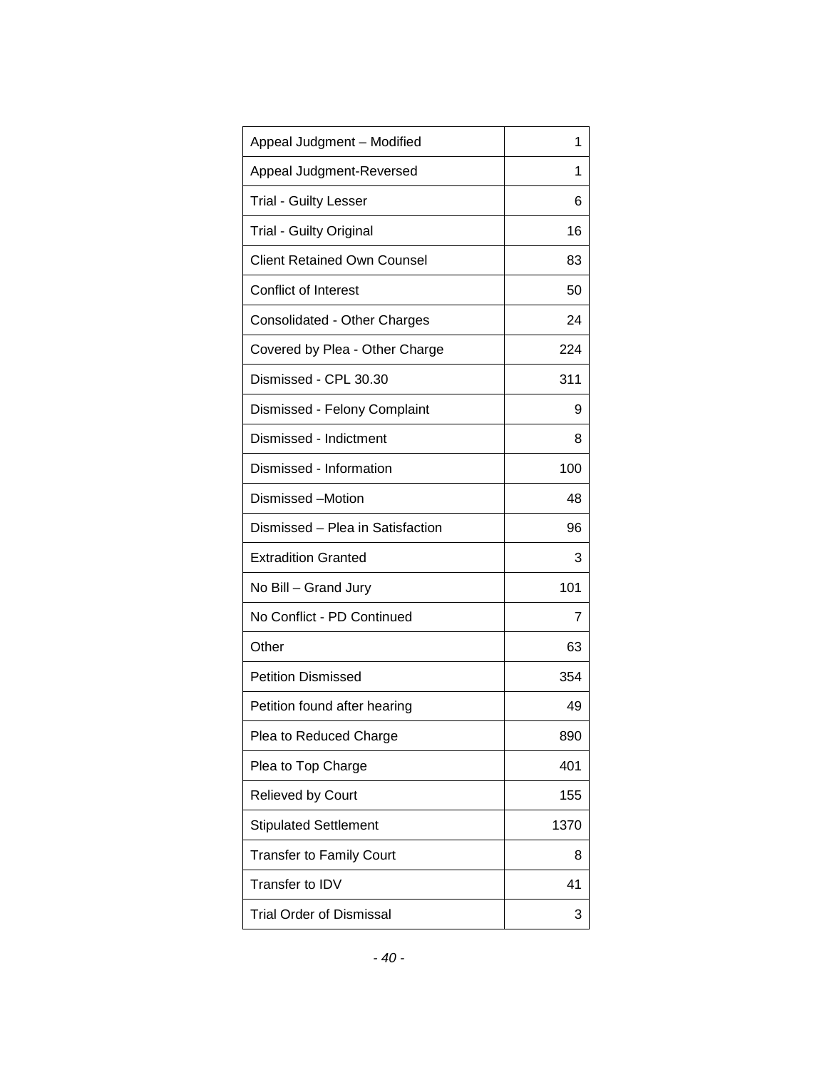| Appeal Judgment – Modified | 1 |
|---|---|
| Appeal Judgment-Reversed | 1 |
| Trial - Guilty Lesser | 6 |
| Trial - Guilty Original | 16 |
| Client Retained Own Counsel | 83 |
| Conflict of Interest | 50 |
| Consolidated - Other Charges | 24 |
| Covered by Plea - Other Charge | 224 |
| Dismissed - CPL 30.30 | 311 |
| Dismissed - Felony Complaint | 9 |
| Dismissed - Indictment | 8 |
| Dismissed - Information | 100 |
| Dismissed –Motion | 48 |
| Dismissed – Plea in Satisfaction | 96 |
| Extradition Granted | 3 |
| No Bill – Grand Jury | 101 |
| No Conflict - PD Continued | 7 |
| Other | 63 |
| Petition Dismissed | 354 |
| Petition found after hearing | 49 |
| Plea to Reduced Charge | 890 |
| Plea to Top Charge | 401 |
| Relieved by Court | 155 |
| Stipulated Settlement | 1370 |
| Transfer to Family Court | 8 |
| Transfer to IDV | 41 |
| Trial Order of Dismissal | 3 |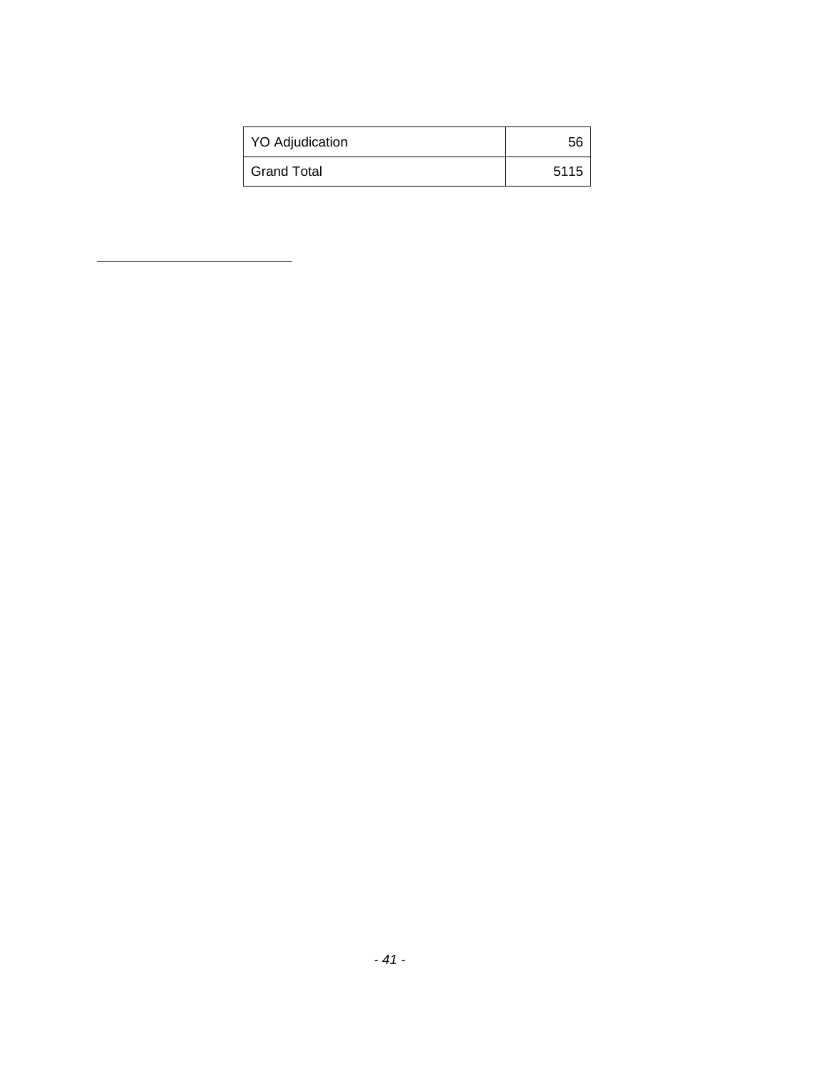| | |
|---|---|
| YO Adjudication | 56 |
| Grand Total | 5115 |